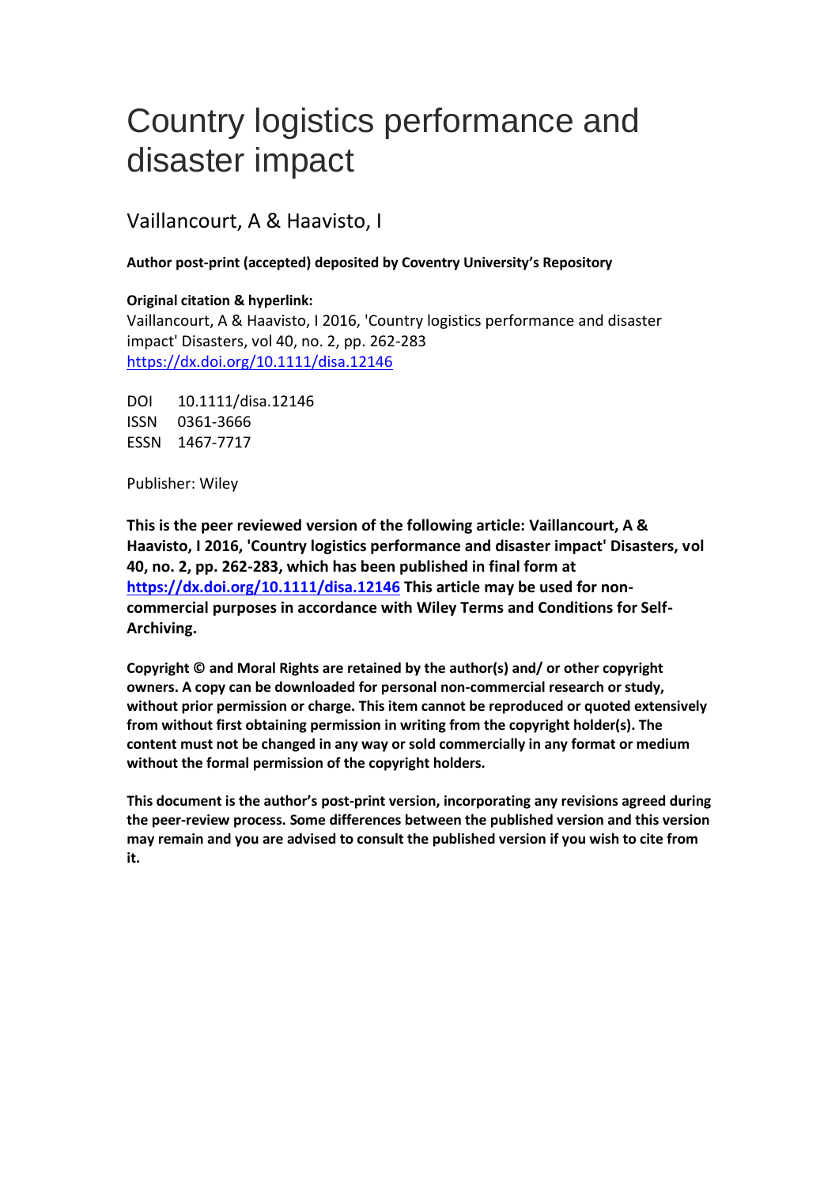# Country logistics performance and disaster impact

Vaillancourt, A & Haavisto, I

**Author post-print (accepted) deposited by Coventry University's Repository**

**Original citation & hyperlink:**

Vaillancourt, A & Haavisto, I 2016, 'Country logistics performance and disaster impact' Disasters, vol 40, no. 2, pp. 262-283
https://dx.doi.org/10.1111/disa.12146

DOI 10.1111/disa.12146
ISSN 0361-3666
ESSN 1467-7717

Publisher: Wiley

**This is the peer reviewed version of the following article: Vaillancourt, A & Haavisto, I 2016, 'Country logistics performance and disaster impact' Disasters, vol 40, no. 2, pp. 262-283, which has been published in final form at https://dx.doi.org/10.1111/disa.12146 This article may be used for non-commercial purposes in accordance with Wiley Terms and Conditions for Self-Archiving.**

**Copyright © and Moral Rights are retained by the author(s) and/ or other copyright owners. A copy can be downloaded for personal non-commercial research or study, without prior permission or charge. This item cannot be reproduced or quoted extensively from without first obtaining permission in writing from the copyright holder(s). The content must not be changed in any way or sold commercially in any format or medium without the formal permission of the copyright holders.**

**This document is the author's post-print version, incorporating any revisions agreed during the peer-review process. Some differences between the published version and this version may remain and you are advised to consult the published version if you wish to cite from it.**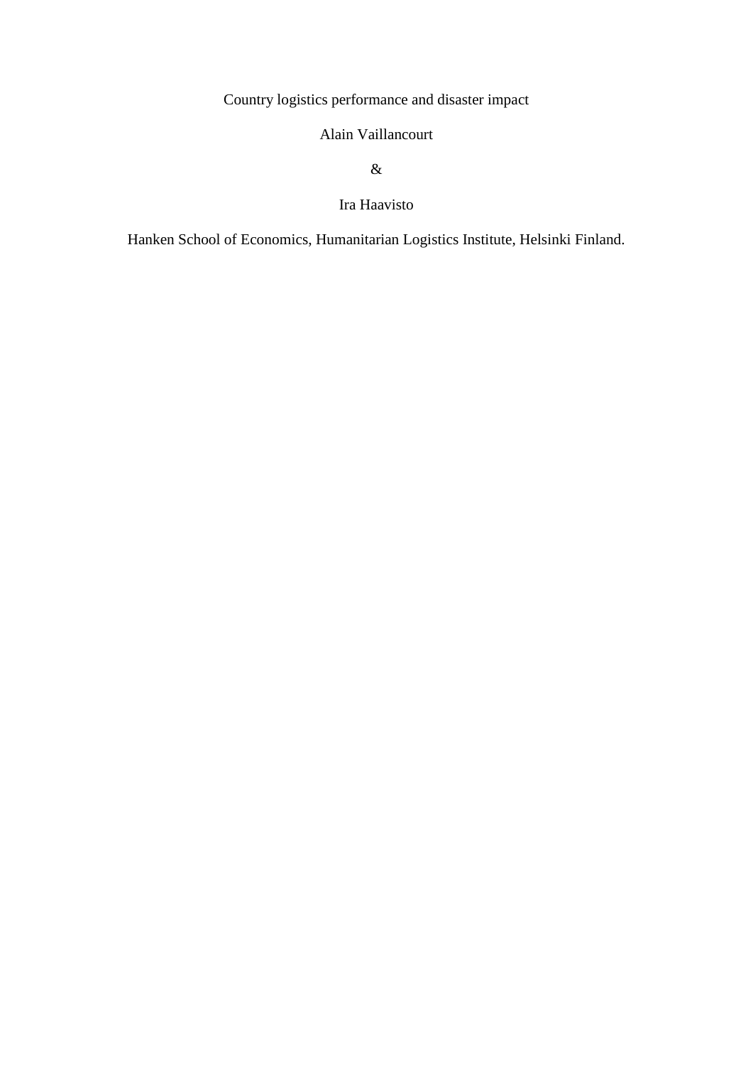# Country logistics performance and disaster impact

Alain Vaillancourt

&

Ira Haavisto

Hanken School of Economics, Humanitarian Logistics Institute, Helsinki Finland.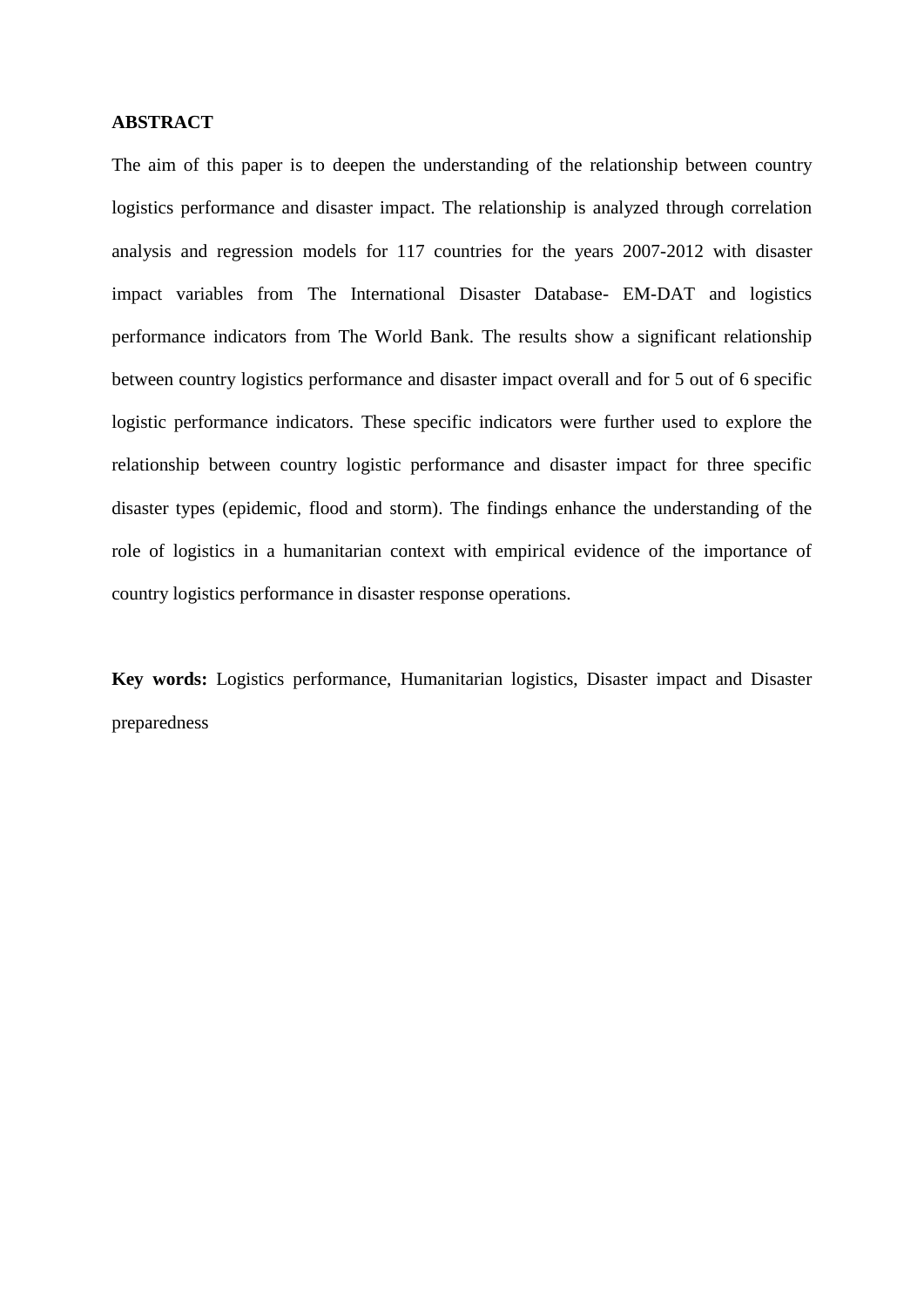## ABSTRACT

The aim of this paper is to deepen the understanding of the relationship between country logistics performance and disaster impact. The relationship is analyzed through correlation analysis and regression models for 117 countries for the years 2007-2012 with disaster impact variables from The International Disaster Database- EM-DAT and logistics performance indicators from The World Bank. The results show a significant relationship between country logistics performance and disaster impact overall and for 5 out of 6 specific logistic performance indicators. These specific indicators were further used to explore the relationship between country logistic performance and disaster impact for three specific disaster types (epidemic, flood and storm). The findings enhance the understanding of the role of logistics in a humanitarian context with empirical evidence of the importance of country logistics performance in disaster response operations.

**Key words:** Logistics performance, Humanitarian logistics, Disaster impact and Disaster preparedness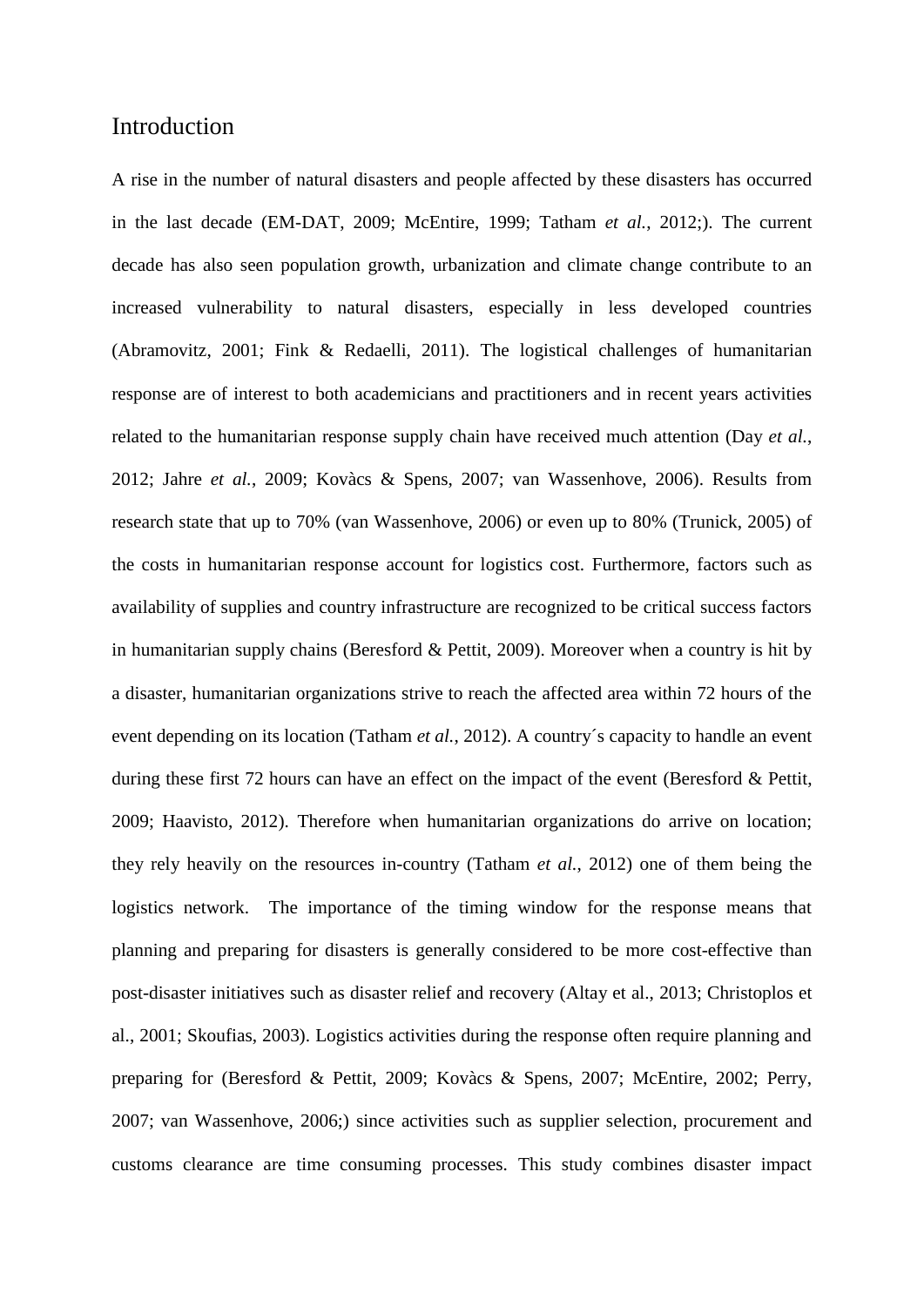## Introduction

A rise in the number of natural disasters and people affected by these disasters has occurred in the last decade (EM-DAT, 2009; McEntire, 1999; Tatham *et al.*, 2012;). The current decade has also seen population growth, urbanization and climate change contribute to an increased vulnerability to natural disasters, especially in less developed countries (Abramovitz, 2001; Fink & Redaelli, 2011). The logistical challenges of humanitarian response are of interest to both academicians and practitioners and in recent years activities related to the humanitarian response supply chain have received much attention (Day *et al.*, 2012; Jahre *et al.*, 2009; Kovàcs & Spens, 2007; van Wassenhove, 2006). Results from research state that up to 70% (van Wassenhove, 2006) or even up to 80% (Trunick, 2005) of the costs in humanitarian response account for logistics cost. Furthermore, factors such as availability of supplies and country infrastructure are recognized to be critical success factors in humanitarian supply chains (Beresford & Pettit, 2009). Moreover when a country is hit by a disaster, humanitarian organizations strive to reach the affected area within 72 hours of the event depending on its location (Tatham *et al.*, 2012). A country´s capacity to handle an event during these first 72 hours can have an effect on the impact of the event (Beresford & Pettit, 2009; Haavisto, 2012). Therefore when humanitarian organizations do arrive on location; they rely heavily on the resources in-country (Tatham *et al.*, 2012) one of them being the logistics network. The importance of the timing window for the response means that planning and preparing for disasters is generally considered to be more cost-effective than post-disaster initiatives such as disaster relief and recovery (Altay et al., 2013; Christoplos et al., 2001; Skoufias, 2003). Logistics activities during the response often require planning and preparing for (Beresford & Pettit, 2009; Kovàcs & Spens, 2007; McEntire, 2002; Perry, 2007; van Wassenhove, 2006;) since activities such as supplier selection, procurement and customs clearance are time consuming processes. This study combines disaster impact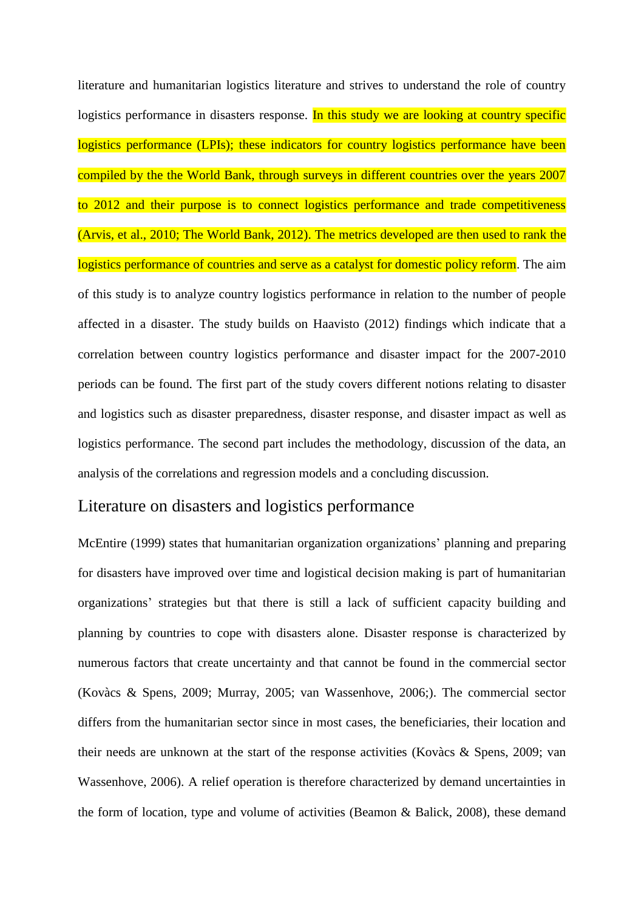literature and humanitarian logistics literature and strives to understand the role of country logistics performance in disasters response. In this study we are looking at country specific logistics performance (LPIs); these indicators for country logistics performance have been compiled by the the World Bank, through surveys in different countries over the years 2007 to 2012 and their purpose is to connect logistics performance and trade competitiveness (Arvis, et al., 2010; The World Bank, 2012). The metrics developed are then used to rank the logistics performance of countries and serve as a catalyst for domestic policy reform. The aim of this study is to analyze country logistics performance in relation to the number of people affected in a disaster. The study builds on Haavisto (2012) findings which indicate that a correlation between country logistics performance and disaster impact for the 2007-2010 periods can be found. The first part of the study covers different notions relating to disaster and logistics such as disaster preparedness, disaster response, and disaster impact as well as logistics performance. The second part includes the methodology, discussion of the data, an analysis of the correlations and regression models and a concluding discussion.

## Literature on disasters and logistics performance

McEntire (1999) states that humanitarian organization organizations' planning and preparing for disasters have improved over time and logistical decision making is part of humanitarian organizations' strategies but that there is still a lack of sufficient capacity building and planning by countries to cope with disasters alone. Disaster response is characterized by numerous factors that create uncertainty and that cannot be found in the commercial sector (Kovàcs & Spens, 2009; Murray, 2005; van Wassenhove, 2006;). The commercial sector differs from the humanitarian sector since in most cases, the beneficiaries, their location and their needs are unknown at the start of the response activities (Kovàcs & Spens, 2009; van Wassenhove, 2006). A relief operation is therefore characterized by demand uncertainties in the form of location, type and volume of activities (Beamon & Balick, 2008), these demand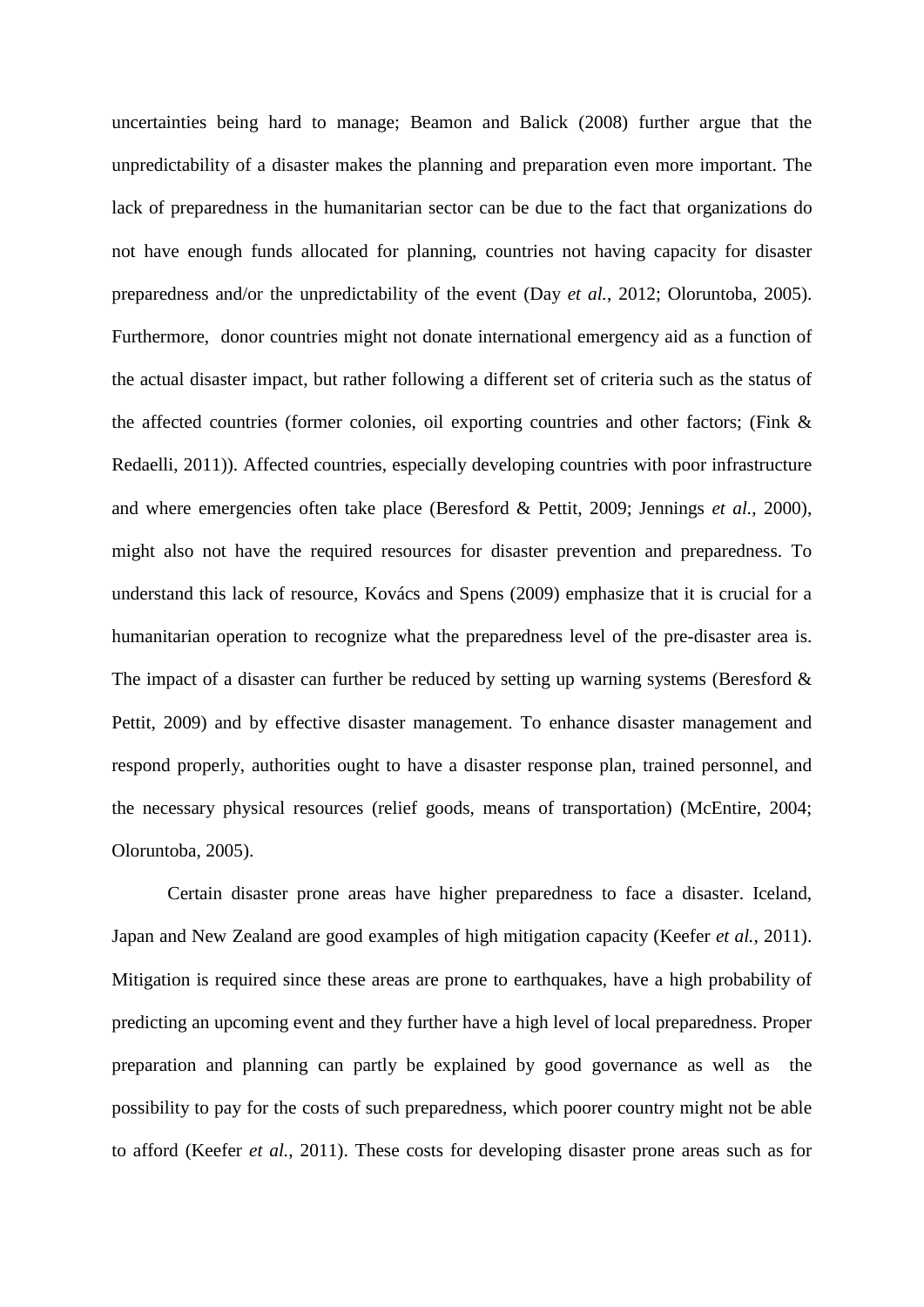uncertainties being hard to manage; Beamon and Balick (2008) further argue that the unpredictability of a disaster makes the planning and preparation even more important. The lack of preparedness in the humanitarian sector can be due to the fact that organizations do not have enough funds allocated for planning, countries not having capacity for disaster preparedness and/or the unpredictability of the event (Day *et al.*, 2012; Oloruntoba, 2005). Furthermore, donor countries might not donate international emergency aid as a function of the actual disaster impact, but rather following a different set of criteria such as the status of the affected countries (former colonies, oil exporting countries and other factors; (Fink & Redaelli, 2011)). Affected countries, especially developing countries with poor infrastructure and where emergencies often take place (Beresford & Pettit, 2009; Jennings *et al.*, 2000), might also not have the required resources for disaster prevention and preparedness. To understand this lack of resource, Kovács and Spens (2009) emphasize that it is crucial for a humanitarian operation to recognize what the preparedness level of the pre-disaster area is. The impact of a disaster can further be reduced by setting up warning systems (Beresford & Pettit, 2009) and by effective disaster management. To enhance disaster management and respond properly, authorities ought to have a disaster response plan, trained personnel, and the necessary physical resources (relief goods, means of transportation) (McEntire, 2004; Oloruntoba, 2005).

Certain disaster prone areas have higher preparedness to face a disaster. Iceland, Japan and New Zealand are good examples of high mitigation capacity (Keefer *et al.*, 2011). Mitigation is required since these areas are prone to earthquakes, have a high probability of predicting an upcoming event and they further have a high level of local preparedness. Proper preparation and planning can partly be explained by good governance as well as the possibility to pay for the costs of such preparedness, which poorer country might not be able to afford (Keefer *et al.*, 2011). These costs for developing disaster prone areas such as for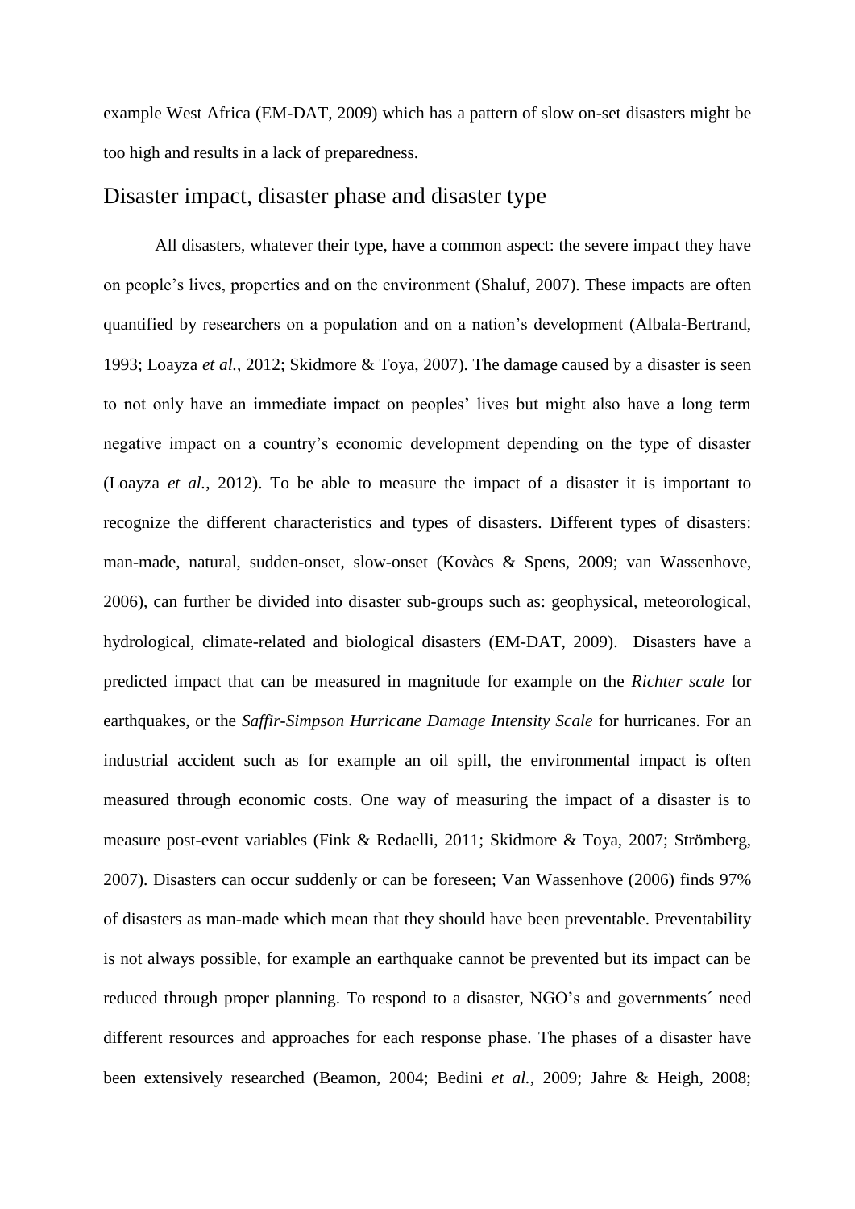example West Africa (EM-DAT, 2009) which has a pattern of slow on-set disasters might be too high and results in a lack of preparedness.

## Disaster impact, disaster phase and disaster type

All disasters, whatever their type, have a common aspect: the severe impact they have on people's lives, properties and on the environment (Shaluf, 2007). These impacts are often quantified by researchers on a population and on a nation's development (Albala-Bertrand, 1993; Loayza *et al.*, 2012; Skidmore & Toya, 2007). The damage caused by a disaster is seen to not only have an immediate impact on peoples' lives but might also have a long term negative impact on a country's economic development depending on the type of disaster (Loayza *et al.*, 2012). To be able to measure the impact of a disaster it is important to recognize the different characteristics and types of disasters. Different types of disasters: man-made, natural, sudden-onset, slow-onset (Kovàcs & Spens, 2009; van Wassenhove, 2006), can further be divided into disaster sub-groups such as: geophysical, meteorological, hydrological, climate-related and biological disasters (EM-DAT, 2009). Disasters have a predicted impact that can be measured in magnitude for example on the *Richter scale* for earthquakes, or the *Saffir-Simpson Hurricane Damage Intensity Scale* for hurricanes. For an industrial accident such as for example an oil spill, the environmental impact is often measured through economic costs. One way of measuring the impact of a disaster is to measure post-event variables (Fink & Redaelli, 2011; Skidmore & Toya, 2007; Strömberg, 2007). Disasters can occur suddenly or can be foreseen; Van Wassenhove (2006) finds 97% of disasters as man-made which mean that they should have been preventable. Preventability is not always possible, for example an earthquake cannot be prevented but its impact can be reduced through proper planning. To respond to a disaster, NGO's and governments´ need different resources and approaches for each response phase. The phases of a disaster have been extensively researched (Beamon, 2004; Bedini *et al.*, 2009; Jahre & Heigh, 2008;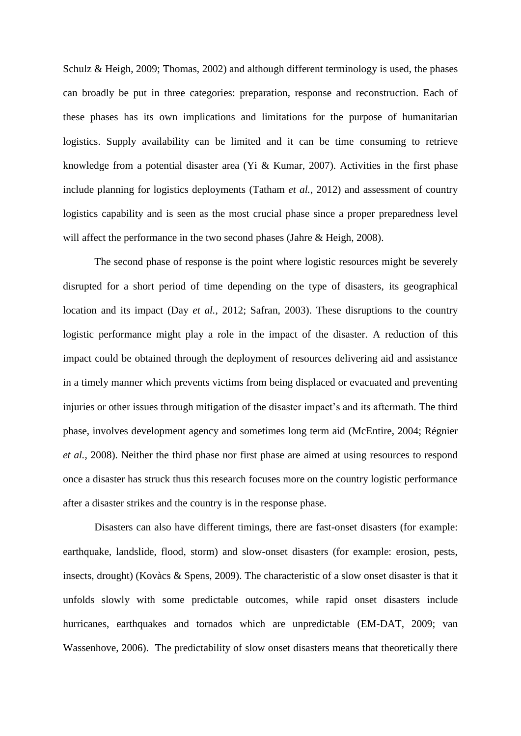Schulz & Heigh, 2009; Thomas, 2002) and although different terminology is used, the phases can broadly be put in three categories: preparation, response and reconstruction. Each of these phases has its own implications and limitations for the purpose of humanitarian logistics. Supply availability can be limited and it can be time consuming to retrieve knowledge from a potential disaster area (Yi & Kumar, 2007). Activities in the first phase include planning for logistics deployments (Tatham *et al.*, 2012) and assessment of country logistics capability and is seen as the most crucial phase since a proper preparedness level will affect the performance in the two second phases (Jahre & Heigh, 2008).

The second phase of response is the point where logistic resources might be severely disrupted for a short period of time depending on the type of disasters, its geographical location and its impact (Day *et al.*, 2012; Safran, 2003). These disruptions to the country logistic performance might play a role in the impact of the disaster. A reduction of this impact could be obtained through the deployment of resources delivering aid and assistance in a timely manner which prevents victims from being displaced or evacuated and preventing injuries or other issues through mitigation of the disaster impact's and its aftermath. The third phase, involves development agency and sometimes long term aid (McEntire, 2004; Régnier *et al.*, 2008). Neither the third phase nor first phase are aimed at using resources to respond once a disaster has struck thus this research focuses more on the country logistic performance after a disaster strikes and the country is in the response phase.

Disasters can also have different timings, there are fast-onset disasters (for example: earthquake, landslide, flood, storm) and slow-onset disasters (for example: erosion, pests, insects, drought) (Kovàcs & Spens, 2009). The characteristic of a slow onset disaster is that it unfolds slowly with some predictable outcomes, while rapid onset disasters include hurricanes, earthquakes and tornados which are unpredictable (EM-DAT, 2009; van Wassenhove, 2006). The predictability of slow onset disasters means that theoretically there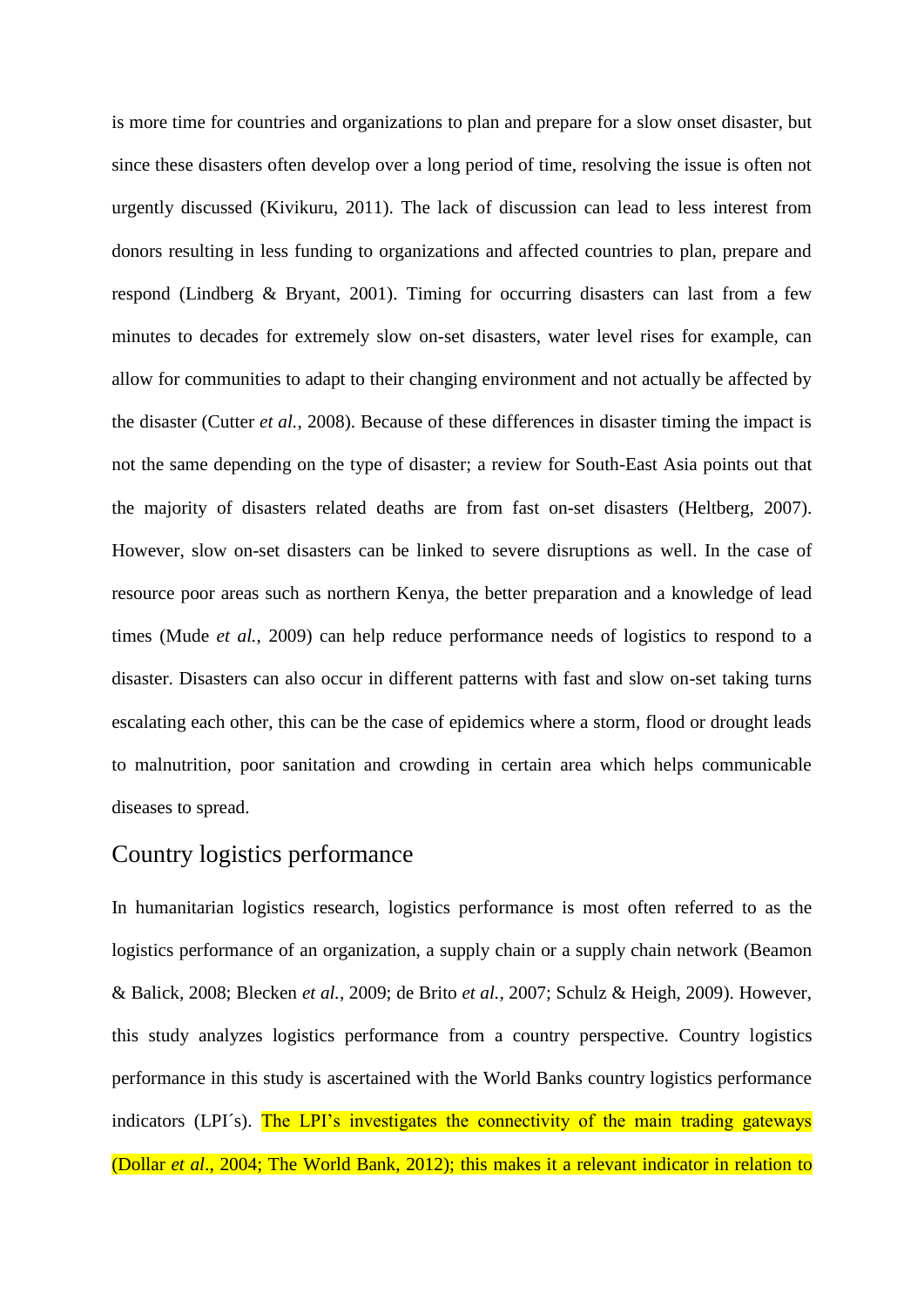is more time for countries and organizations to plan and prepare for a slow onset disaster, but since these disasters often develop over a long period of time, resolving the issue is often not urgently discussed (Kivikuru, 2011). The lack of discussion can lead to less interest from donors resulting in less funding to organizations and affected countries to plan, prepare and respond (Lindberg & Bryant, 2001). Timing for occurring disasters can last from a few minutes to decades for extremely slow on-set disasters, water level rises for example, can allow for communities to adapt to their changing environment and not actually be affected by the disaster (Cutter *et al.*, 2008). Because of these differences in disaster timing the impact is not the same depending on the type of disaster; a review for South-East Asia points out that the majority of disasters related deaths are from fast on-set disasters (Heltberg, 2007). However, slow on-set disasters can be linked to severe disruptions as well. In the case of resource poor areas such as northern Kenya, the better preparation and a knowledge of lead times (Mude *et al.*, 2009) can help reduce performance needs of logistics to respond to a disaster. Disasters can also occur in different patterns with fast and slow on-set taking turns escalating each other, this can be the case of epidemics where a storm, flood or drought leads to malnutrition, poor sanitation and crowding in certain area which helps communicable diseases to spread.

## Country logistics performance

In humanitarian logistics research, logistics performance is most often referred to as the logistics performance of an organization, a supply chain or a supply chain network (Beamon & Balick, 2008; Blecken *et al.*, 2009; de Brito *et al.*, 2007; Schulz & Heigh, 2009). However, this study analyzes logistics performance from a country perspective. Country logistics performance in this study is ascertained with the World Banks country logistics performance indicators (LPI´s). The LPI's investigates the connectivity of the main trading gateways (Dollar *et al.*, 2004; The World Bank, 2012); this makes it a relevant indicator in relation to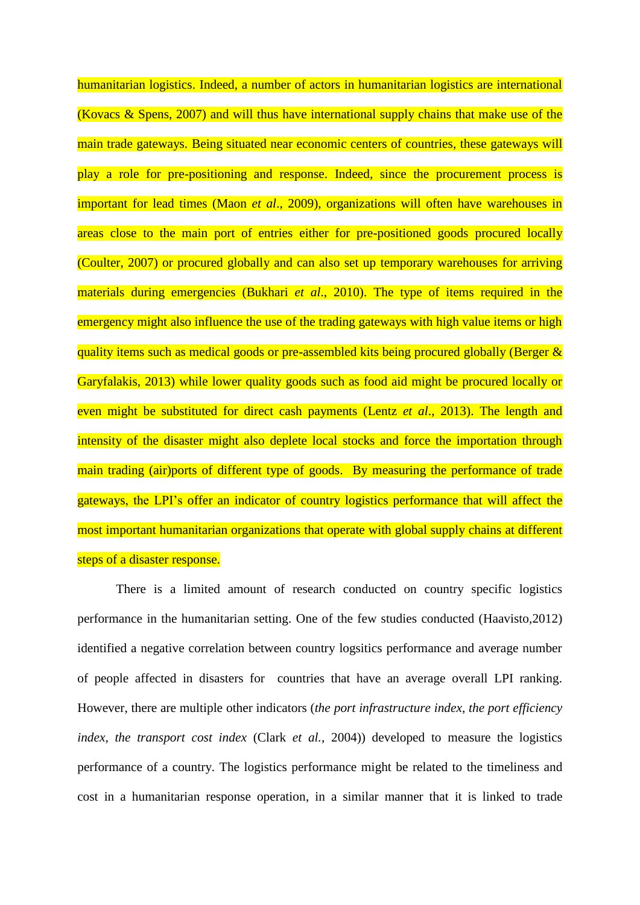humanitarian logistics. Indeed, a number of actors in humanitarian logistics are international (Kovacs & Spens, 2007) and will thus have international supply chains that make use of the main trade gateways. Being situated near economic centers of countries, these gateways will play a role for pre-positioning and response. Indeed, since the procurement process is important for lead times (Maon *et al*., 2009), organizations will often have warehouses in areas close to the main port of entries either for pre-positioned goods procured locally (Coulter, 2007) or procured globally and can also set up temporary warehouses for arriving materials during emergencies (Bukhari *et al*., 2010). The type of items required in the emergency might also influence the use of the trading gateways with high value items or high quality items such as medical goods or pre-assembled kits being procured globally (Berger & Garyfalakis, 2013) while lower quality goods such as food aid might be procured locally or even might be substituted for direct cash payments (Lentz *et al*., 2013). The length and intensity of the disaster might also deplete local stocks and force the importation through main trading (air)ports of different type of goods. By measuring the performance of trade gateways, the LPI's offer an indicator of country logistics performance that will affect the most important humanitarian organizations that operate with global supply chains at different steps of a disaster response.

There is a limited amount of research conducted on country specific logistics performance in the humanitarian setting. One of the few studies conducted (Haavisto,2012) identified a negative correlation between country logsitics performance and average number of people affected in disasters for countries that have an average overall LPI ranking. However, there are multiple other indicators (*the port infrastructure index, the port efficiency index, the transport cost index* (Clark *et al.*, 2004)) developed to measure the logistics performance of a country. The logistics performance might be related to the timeliness and cost in a humanitarian response operation, in a similar manner that it is linked to trade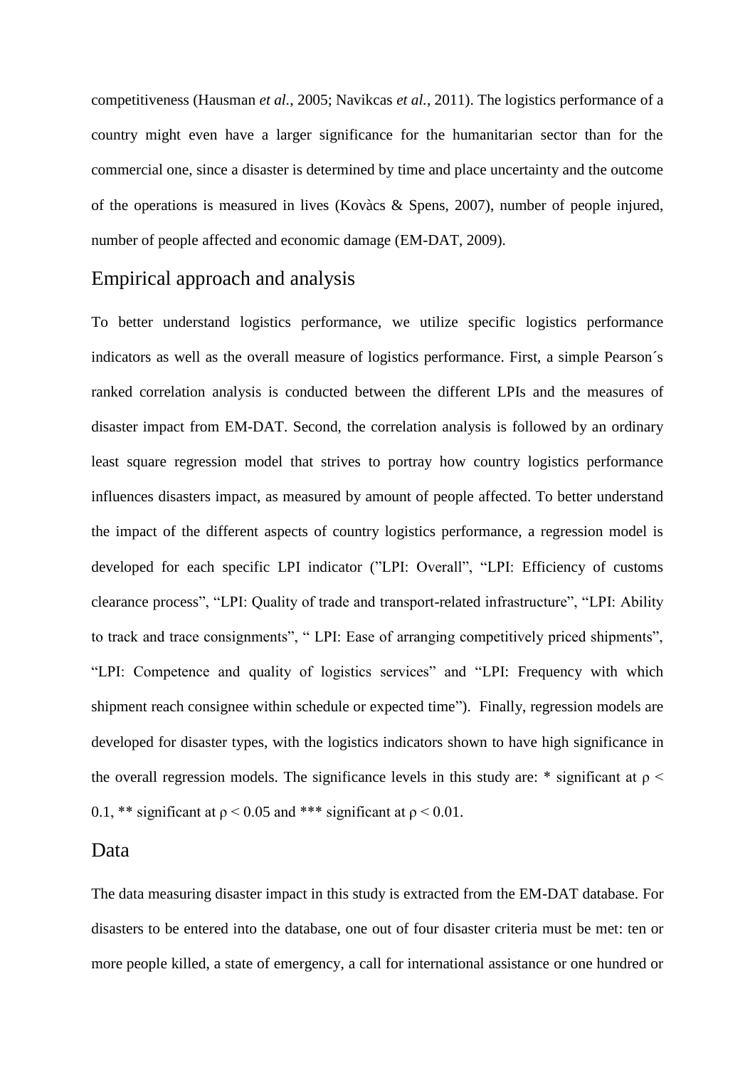competitiveness (Hausman *et al.*, 2005; Navikcas *et al.*, 2011). The logistics performance of a country might even have a larger significance for the humanitarian sector than for the commercial one, since a disaster is determined by time and place uncertainty and the outcome of the operations is measured in lives (Kovàcs & Spens, 2007), number of people injured, number of people affected and economic damage (EM-DAT, 2009).

## Empirical approach and analysis

To better understand logistics performance, we utilize specific logistics performance indicators as well as the overall measure of logistics performance. First, a simple Pearson´s ranked correlation analysis is conducted between the different LPIs and the measures of disaster impact from EM-DAT. Second, the correlation analysis is followed by an ordinary least square regression model that strives to portray how country logistics performance influences disasters impact, as measured by amount of people affected. To better understand the impact of the different aspects of country logistics performance, a regression model is developed for each specific LPI indicator ("LPI: Overall", "LPI: Efficiency of customs clearance process", "LPI: Quality of trade and transport-related infrastructure", "LPI: Ability to track and trace consignments", " LPI: Ease of arranging competitively priced shipments", "LPI: Competence and quality of logistics services" and "LPI: Frequency with which shipment reach consignee within schedule or expected time"). Finally, regression models are developed for disaster types, with the logistics indicators shown to have high significance in the overall regression models. The significance levels in this study are: * significant at $\rho < 0.1$, ** significant at $\rho < 0.05$ and *** significant at $\rho < 0.01$.

## Data

The data measuring disaster impact in this study is extracted from the EM-DAT database. For disasters to be entered into the database, one out of four disaster criteria must be met: ten or more people killed, a state of emergency, a call for international assistance or one hundred or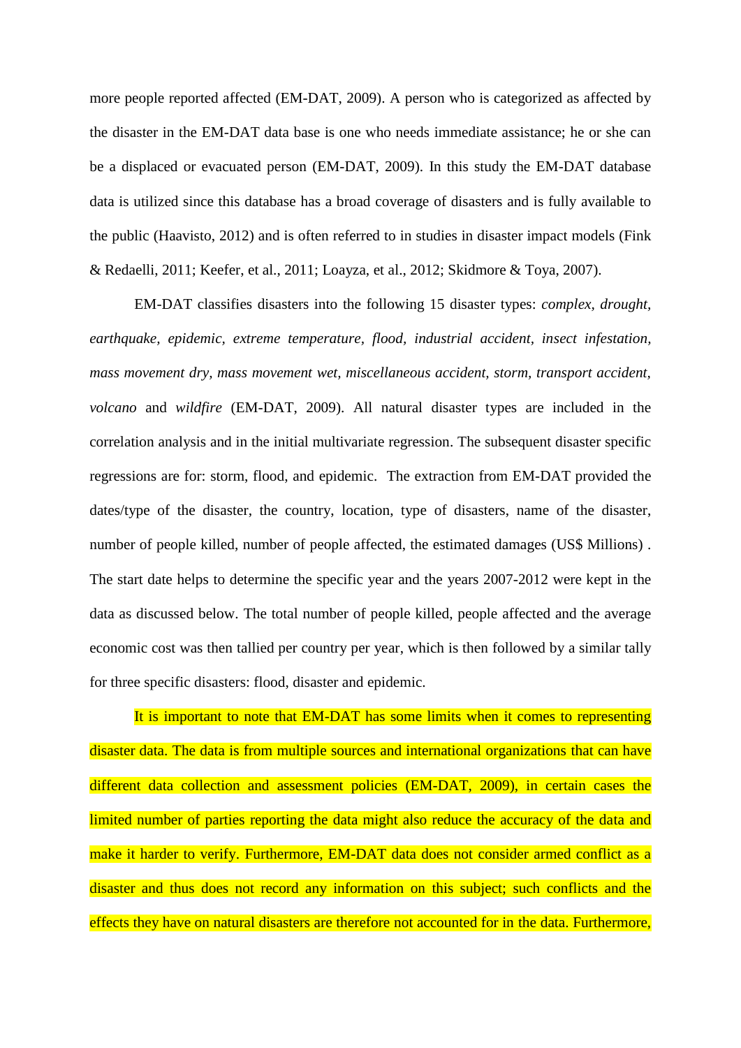more people reported affected (EM-DAT, 2009). A person who is categorized as affected by the disaster in the EM-DAT data base is one who needs immediate assistance; he or she can be a displaced or evacuated person (EM-DAT, 2009). In this study the EM-DAT database data is utilized since this database has a broad coverage of disasters and is fully available to the public (Haavisto, 2012) and is often referred to in studies in disaster impact models (Fink & Redaelli, 2011; Keefer, et al., 2011; Loayza, et al., 2012; Skidmore & Toya, 2007).

EM-DAT classifies disasters into the following 15 disaster types: *complex, drought, earthquake, epidemic, extreme temperature, flood, industrial accident, insect infestation, mass movement dry, mass movement wet, miscellaneous accident, storm, transport accident, volcano* and *wildfire* (EM-DAT, 2009). All natural disaster types are included in the correlation analysis and in the initial multivariate regression. The subsequent disaster specific regressions are for: storm, flood, and epidemic. The extraction from EM-DAT provided the dates/type of the disaster, the country, location, type of disasters, name of the disaster, number of people killed, number of people affected, the estimated damages (US$ Millions) . The start date helps to determine the specific year and the years 2007-2012 were kept in the data as discussed below. The total number of people killed, people affected and the average economic cost was then tallied per country per year, which is then followed by a similar tally for three specific disasters: flood, disaster and epidemic.

It is important to note that EM-DAT has some limits when it comes to representing disaster data. The data is from multiple sources and international organizations that can have different data collection and assessment policies (EM-DAT, 2009), in certain cases the limited number of parties reporting the data might also reduce the accuracy of the data and make it harder to verify. Furthermore, EM-DAT data does not consider armed conflict as a disaster and thus does not record any information on this subject; such conflicts and the effects they have on natural disasters are therefore not accounted for in the data. Furthermore,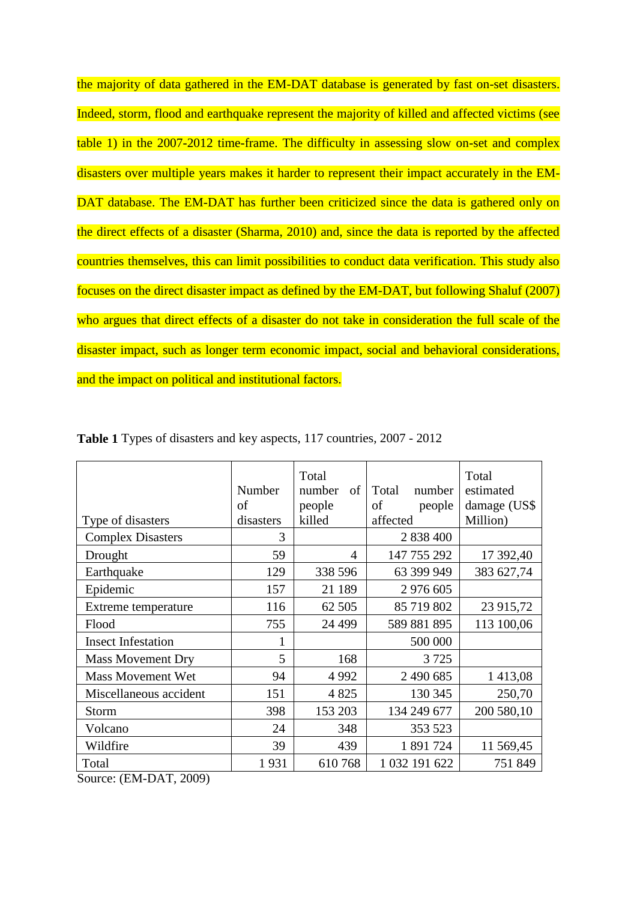the majority of data gathered in the EM-DAT database is generated by fast on-set disasters. Indeed, storm, flood and earthquake represent the majority of killed and affected victims (see table 1) in the 2007-2012 time-frame. The difficulty in assessing slow on-set and complex disasters over multiple years makes it harder to represent their impact accurately in the EM-DAT database. The EM-DAT has further been criticized since the data is gathered only on the direct effects of a disaster (Sharma, 2010) and, since the data is reported by the affected countries themselves, this can limit possibilities to conduct data verification. This study also focuses on the direct disaster impact as defined by the EM-DAT, but following Shaluf (2007) who argues that direct effects of a disaster do not take in consideration the full scale of the disaster impact, such as longer term economic impact, social and behavioral considerations, and the impact on political and institutional factors.

**Table 1** Types of disasters and key aspects, 117 countries, 2007 - 2012

| Type of disasters | Number of disasters | Total number of people killed | Total number of people affected | Total estimated damage (US$ Million) |
|---|---|---|---|---|
| Complex Disasters | 3 | | 2 838 400 | |
| Drought | 59 | 4 | 147 755 292 | 17 392,40 |
| Earthquake | 129 | 338 596 | 63 399 949 | 383 627,74 |
| Epidemic | 157 | 21 189 | 2 976 605 | |
| Extreme temperature | 116 | 62 505 | 85 719 802 | 23 915,72 |
| Flood | 755 | 24 499 | 589 881 895 | 113 100,06 |
| Insect Infestation | 1 | | 500 000 | |
| Mass Movement Dry | 5 | 168 | 3 725 | |
| Mass Movement Wet | 94 | 4 992 | 2 490 685 | 1 413,08 |
| Miscellaneous accident | 151 | 4 825 | 130 345 | 250,70 |
| Storm | 398 | 153 203 | 134 249 677 | 200 580,10 |
| Volcano | 24 | 348 | 353 523 | |
| Wildfire | 39 | 439 | 1 891 724 | 11 569,45 |
| Total | 1 931 | 610 768 | 1 032 191 622 | 751 849 |

Source: (EM-DAT, 2009)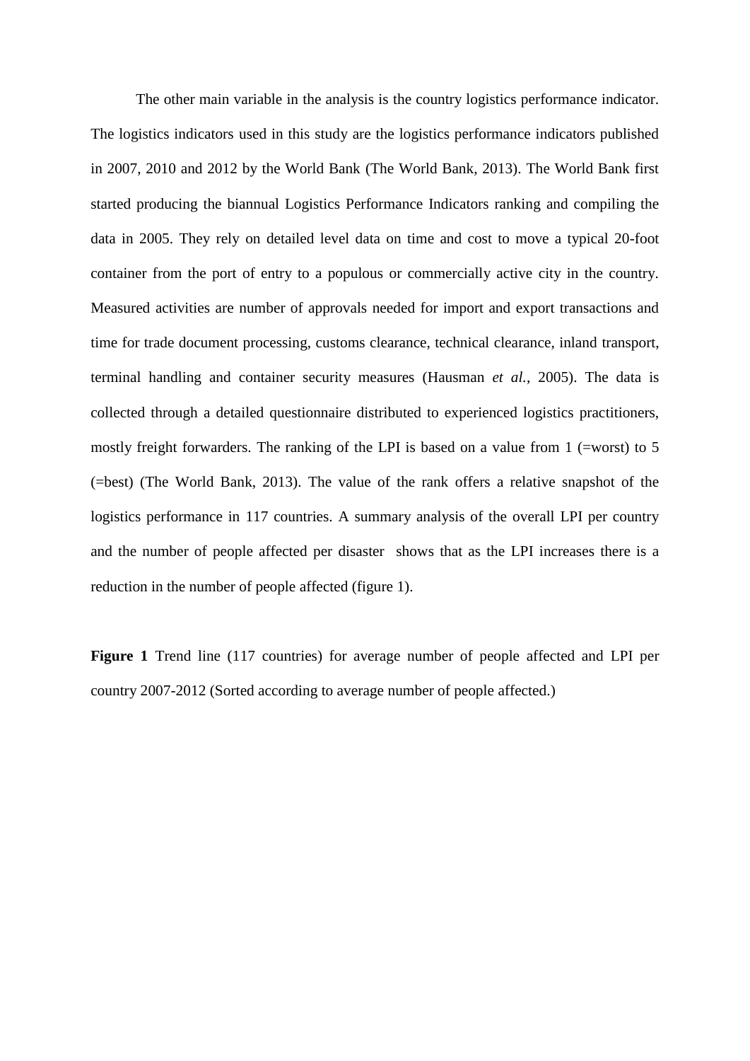The other main variable in the analysis is the country logistics performance indicator. The logistics indicators used in this study are the logistics performance indicators published in 2007, 2010 and 2012 by the World Bank (The World Bank, 2013). The World Bank first started producing the biannual Logistics Performance Indicators ranking and compiling the data in 2005. They rely on detailed level data on time and cost to move a typical 20-foot container from the port of entry to a populous or commercially active city in the country. Measured activities are number of approvals needed for import and export transactions and time for trade document processing, customs clearance, technical clearance, inland transport, terminal handling and container security measures (Hausman *et al.*, 2005). The data is collected through a detailed questionnaire distributed to experienced logistics practitioners, mostly freight forwarders. The ranking of the LPI is based on a value from 1 (=worst) to 5 (=best) (The World Bank, 2013). The value of the rank offers a relative snapshot of the logistics performance in 117 countries. A summary analysis of the overall LPI per country and the number of people affected per disaster shows that as the LPI increases there is a reduction in the number of people affected (figure 1).

**Figure 1** Trend line (117 countries) for average number of people affected and LPI per country 2007-2012 (Sorted according to average number of people affected.)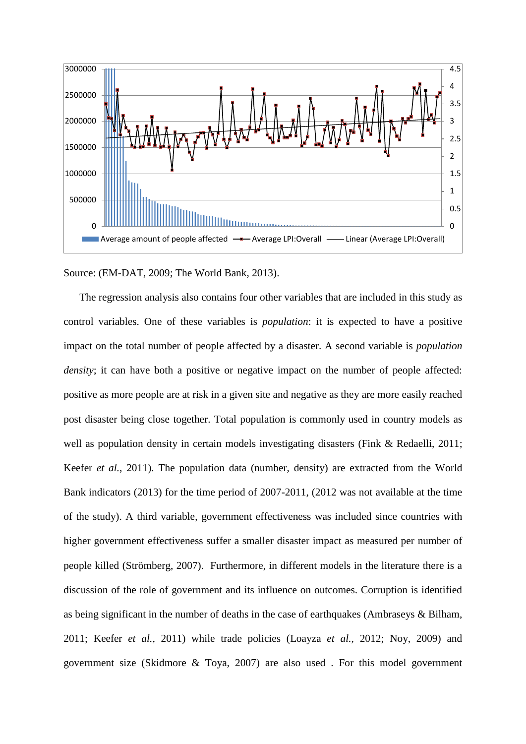Source: (EM-DAT, 2009; The World Bank, 2013).

The regression analysis also contains four other variables that are included in this study as control variables. One of these variables is *population*: it is expected to have a positive impact on the total number of people affected by a disaster. A second variable is *population density*; it can have both a positive or negative impact on the number of people affected: positive as more people are at risk in a given site and negative as they are more easily reached post disaster being close together. Total population is commonly used in country models as well as population density in certain models investigating disasters (Fink & Redaelli, 2011; Keefer *et al.*, 2011). The population data (number, density) are extracted from the World Bank indicators (2013) for the time period of 2007-2011, (2012 was not available at the time of the study). A third variable, government effectiveness was included since countries with higher government effectiveness suffer a smaller disaster impact as measured per number of people killed (Strömberg, 2007). Furthermore, in different models in the literature there is a discussion of the role of government and its influence on outcomes. Corruption is identified as being significant in the number of deaths in the case of earthquakes (Ambraseys & Bilham, 2011; Keefer *et al.*, 2011) while trade policies (Loayza *et al.*, 2012; Noy, 2009) and government size (Skidmore & Toya, 2007) are also used . For this model government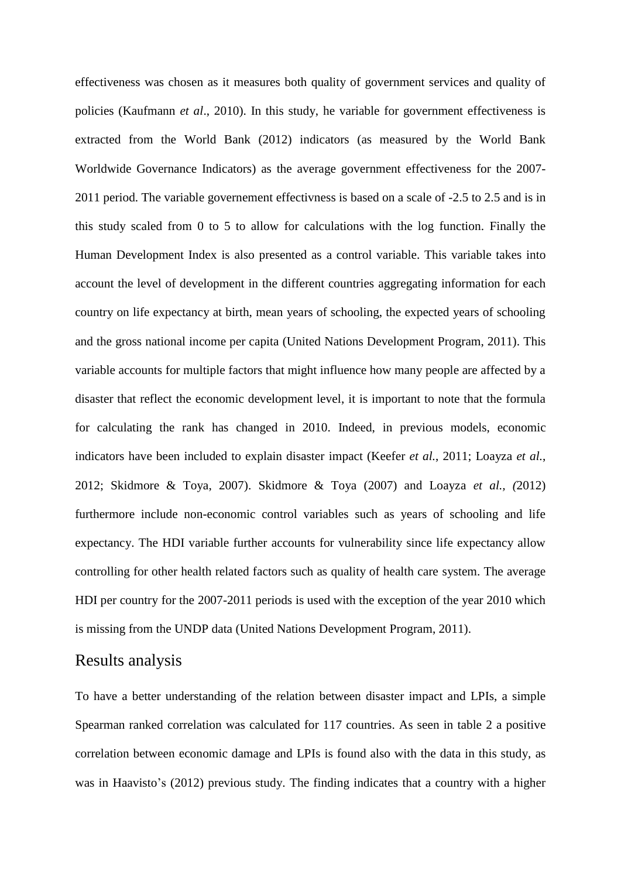effectiveness was chosen as it measures both quality of government services and quality of policies (Kaufmann *et al*., 2010). In this study, he variable for government effectiveness is extracted from the World Bank (2012) indicators (as measured by the World Bank Worldwide Governance Indicators) as the average government effectiveness for the 2007-2011 period. The variable governement effectivness is based on a scale of -2.5 to 2.5 and is in this study scaled from 0 to 5 to allow for calculations with the log function. Finally the Human Development Index is also presented as a control variable. This variable takes into account the level of development in the different countries aggregating information for each country on life expectancy at birth, mean years of schooling, the expected years of schooling and the gross national income per capita (United Nations Development Program, 2011). This variable accounts for multiple factors that might influence how many people are affected by a disaster that reflect the economic development level, it is important to note that the formula for calculating the rank has changed in 2010. Indeed, in previous models, economic indicators have been included to explain disaster impact (Keefer *et al.*, 2011; Loayza *et al.*, 2012; Skidmore & Toya, 2007). Skidmore & Toya (2007) and Loayza *et al., (*2012) furthermore include non-economic control variables such as years of schooling and life expectancy. The HDI variable further accounts for vulnerability since life expectancy allow controlling for other health related factors such as quality of health care system. The average HDI per country for the 2007-2011 periods is used with the exception of the year 2010 which is missing from the UNDP data (United Nations Development Program, 2011).

## Results analysis

To have a better understanding of the relation between disaster impact and LPIs, a simple Spearman ranked correlation was calculated for 117 countries. As seen in table 2 a positive correlation between economic damage and LPIs is found also with the data in this study, as was in Haavisto's (2012) previous study. The finding indicates that a country with a higher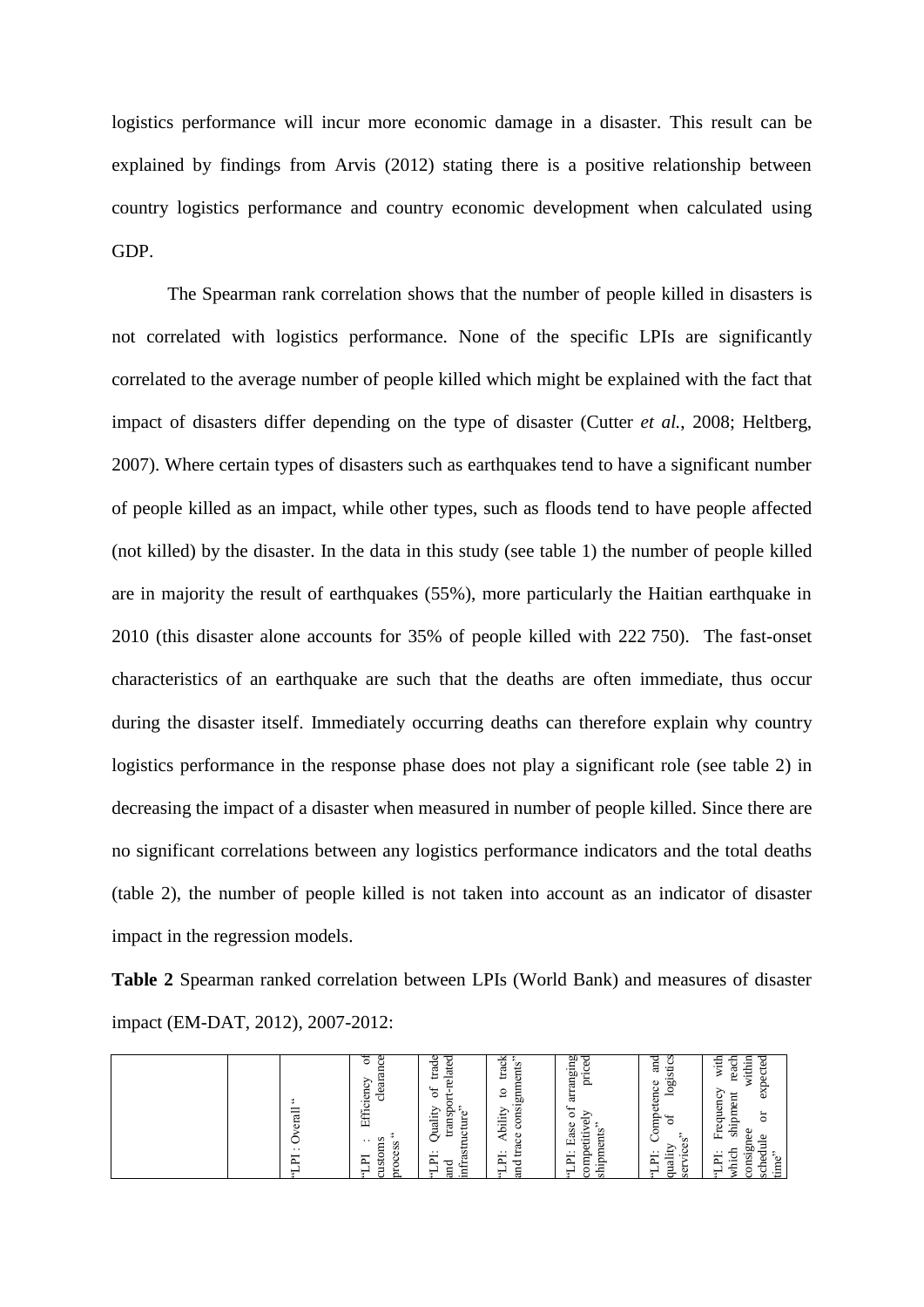logistics performance will incur more economic damage in a disaster. This result can be explained by findings from Arvis (2012) stating there is a positive relationship between country logistics performance and country economic development when calculated using GDP.

The Spearman rank correlation shows that the number of people killed in disasters is not correlated with logistics performance. None of the specific LPIs are significantly correlated to the average number of people killed which might be explained with the fact that impact of disasters differ depending on the type of disaster (Cutter *et al.*, 2008; Heltberg, 2007). Where certain types of disasters such as earthquakes tend to have a significant number of people killed as an impact, while other types, such as floods tend to have people affected (not killed) by the disaster. In the data in this study (see table 1) the number of people killed are in majority the result of earthquakes (55%), more particularly the Haitian earthquake in 2010 (this disaster alone accounts for 35% of people killed with 222 750). The fast-onset characteristics of an earthquake are such that the deaths are often immediate, thus occur during the disaster itself. Immediately occurring deaths can therefore explain why country logistics performance in the response phase does not play a significant role (see table 2) in decreasing the impact of a disaster when measured in number of people killed. Since there are no significant correlations between any logistics performance indicators and the total deaths (table 2), the number of people killed is not taken into account as an indicator of disaster impact in the regression models.

**Table 2** Spearman ranked correlation between LPIs (World Bank) and measures of disaster impact (EM-DAT, 2012), 2007-2012:

| | | "LPI : Overall " | "LPI : Efficiency of customs clearance process " | "LPI: Quality of trade and transport-related infrastructure" | "LPI: Ability to track and trace consignments" | "LPI: Ease of arranging competitively priced shipments" | "LPI: Competence and quality of logistics services" | "LPI: Frequency with which shipment reach consignee within schedule or expected time" |
|---|---|---|---|---|---|---|---|---|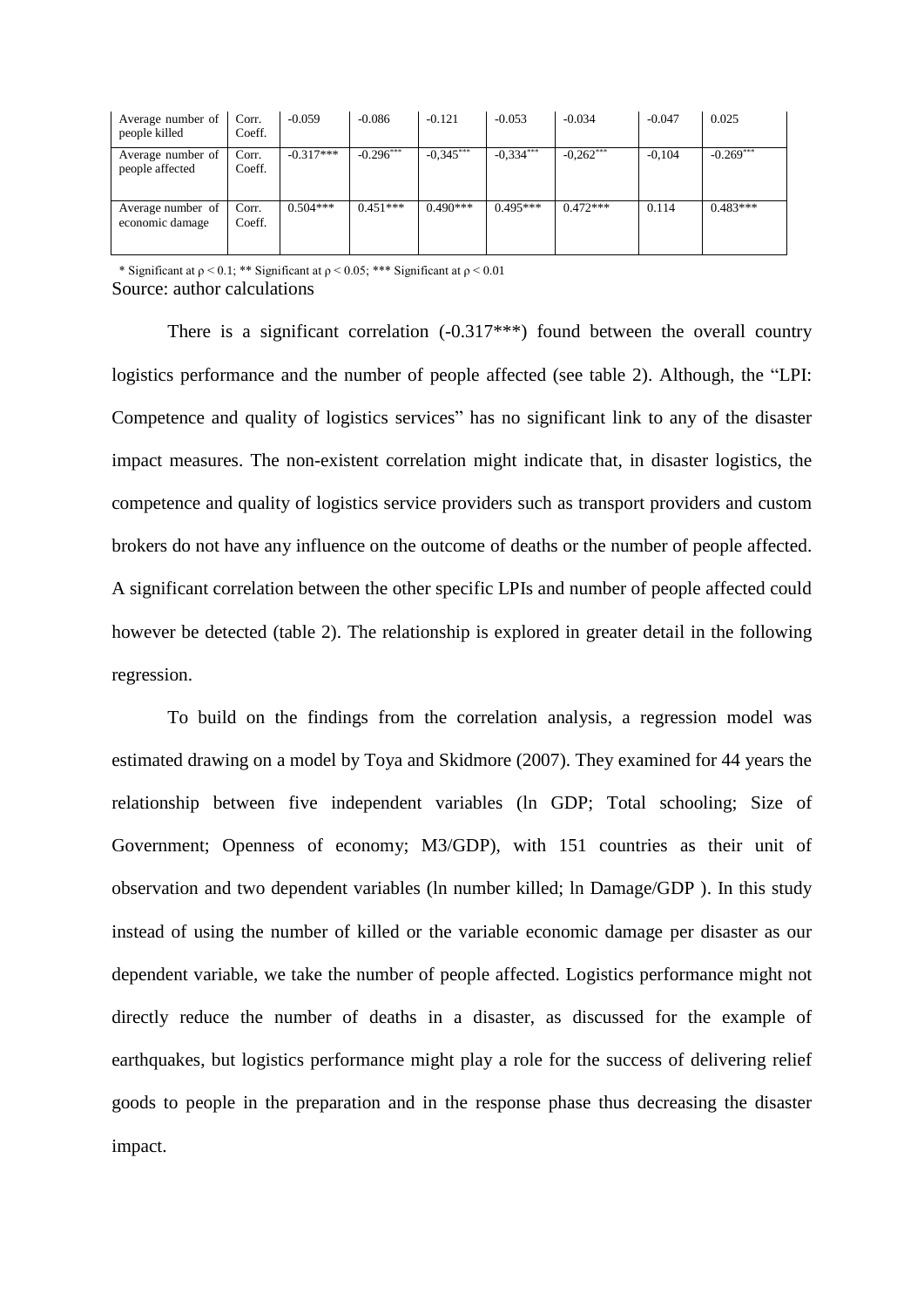| | | | | | | | | |
|---|---|---|---|---|---|---|---|---|
| Average number of people killed | Corr. Coeff. | -0.059 | -0.086 | -0.121 | -0.053 | -0.034 | -0.047 | 0.025 |
| Average number of people affected | Corr. Coeff. | -0.317*** | -0.296*** | -0,345*** | -0,334*** | -0,262*** | -0,104 | -0.269*** |
| Average number of economic damage | Corr. Coeff. | 0.504*** | 0.451*** | 0.490*** | 0.495*** | 0.472*** | 0.114 | 0.483*** |

* Significant at $\rho < 0.1$; ** Significant at $\rho < 0.05$; *** Significant at $\rho < 0.01$

Source: author calculations

There is a significant correlation (-0.317***) found between the overall country logistics performance and the number of people affected (see table 2). Although, the "LPI: Competence and quality of logistics services" has no significant link to any of the disaster impact measures. The non-existent correlation might indicate that, in disaster logistics, the competence and quality of logistics service providers such as transport providers and custom brokers do not have any influence on the outcome of deaths or the number of people affected. A significant correlation between the other specific LPIs and number of people affected could however be detected (table 2). The relationship is explored in greater detail in the following regression.

To build on the findings from the correlation analysis, a regression model was estimated drawing on a model by Toya and Skidmore (2007). They examined for 44 years the relationship between five independent variables (ln GDP; Total schooling; Size of Government; Openness of economy; M3/GDP), with 151 countries as their unit of observation and two dependent variables (ln number killed; ln Damage/GDP ). In this study instead of using the number of killed or the variable economic damage per disaster as our dependent variable, we take the number of people affected. Logistics performance might not directly reduce the number of deaths in a disaster, as discussed for the example of earthquakes, but logistics performance might play a role for the success of delivering relief goods to people in the preparation and in the response phase thus decreasing the disaster impact.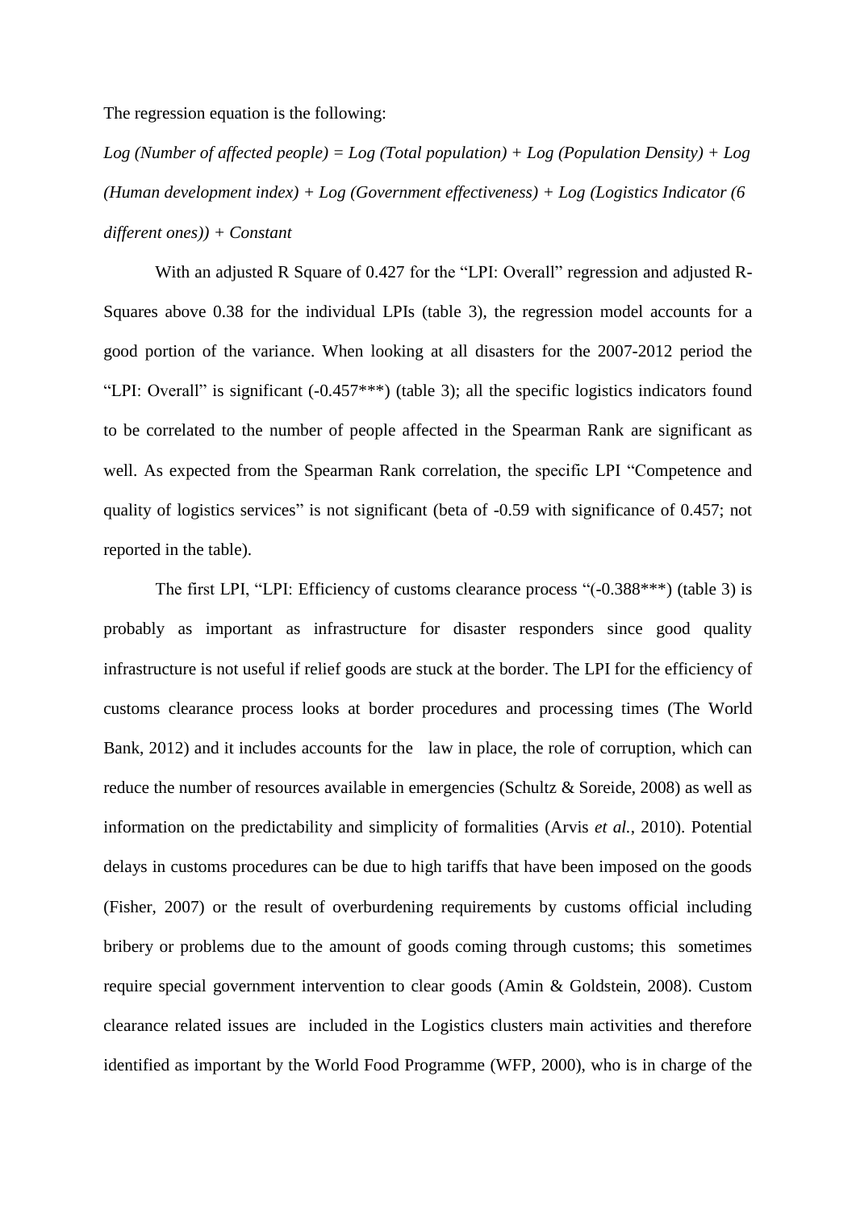The regression equation is the following:

*Log (Number of affected people) = Log (Total population) + Log (Population Density) + Log (Human development index) + Log (Government effectiveness) + Log (Logistics Indicator (6 different ones)) + Constant*

With an adjusted R Square of 0.427 for the "LPI: Overall" regression and adjusted R-Squares above 0.38 for the individual LPIs (table 3), the regression model accounts for a good portion of the variance. When looking at all disasters for the 2007-2012 period the "LPI: Overall" is significant (-0.457***) (table 3); all the specific logistics indicators found to be correlated to the number of people affected in the Spearman Rank are significant as well. As expected from the Spearman Rank correlation, the specific LPI "Competence and quality of logistics services" is not significant (beta of -0.59 with significance of 0.457; not reported in the table).

The first LPI, "LPI: Efficiency of customs clearance process "(-0.388***) (table 3) is probably as important as infrastructure for disaster responders since good quality infrastructure is not useful if relief goods are stuck at the border. The LPI for the efficiency of customs clearance process looks at border procedures and processing times (The World Bank, 2012) and it includes accounts for the law in place, the role of corruption, which can reduce the number of resources available in emergencies (Schultz & Soreide, 2008) as well as information on the predictability and simplicity of formalities (Arvis *et al.*, 2010). Potential delays in customs procedures can be due to high tariffs that have been imposed on the goods (Fisher, 2007) or the result of overburdening requirements by customs official including bribery or problems due to the amount of goods coming through customs; this sometimes require special government intervention to clear goods (Amin & Goldstein, 2008). Custom clearance related issues are included in the Logistics clusters main activities and therefore identified as important by the World Food Programme (WFP, 2000), who is in charge of the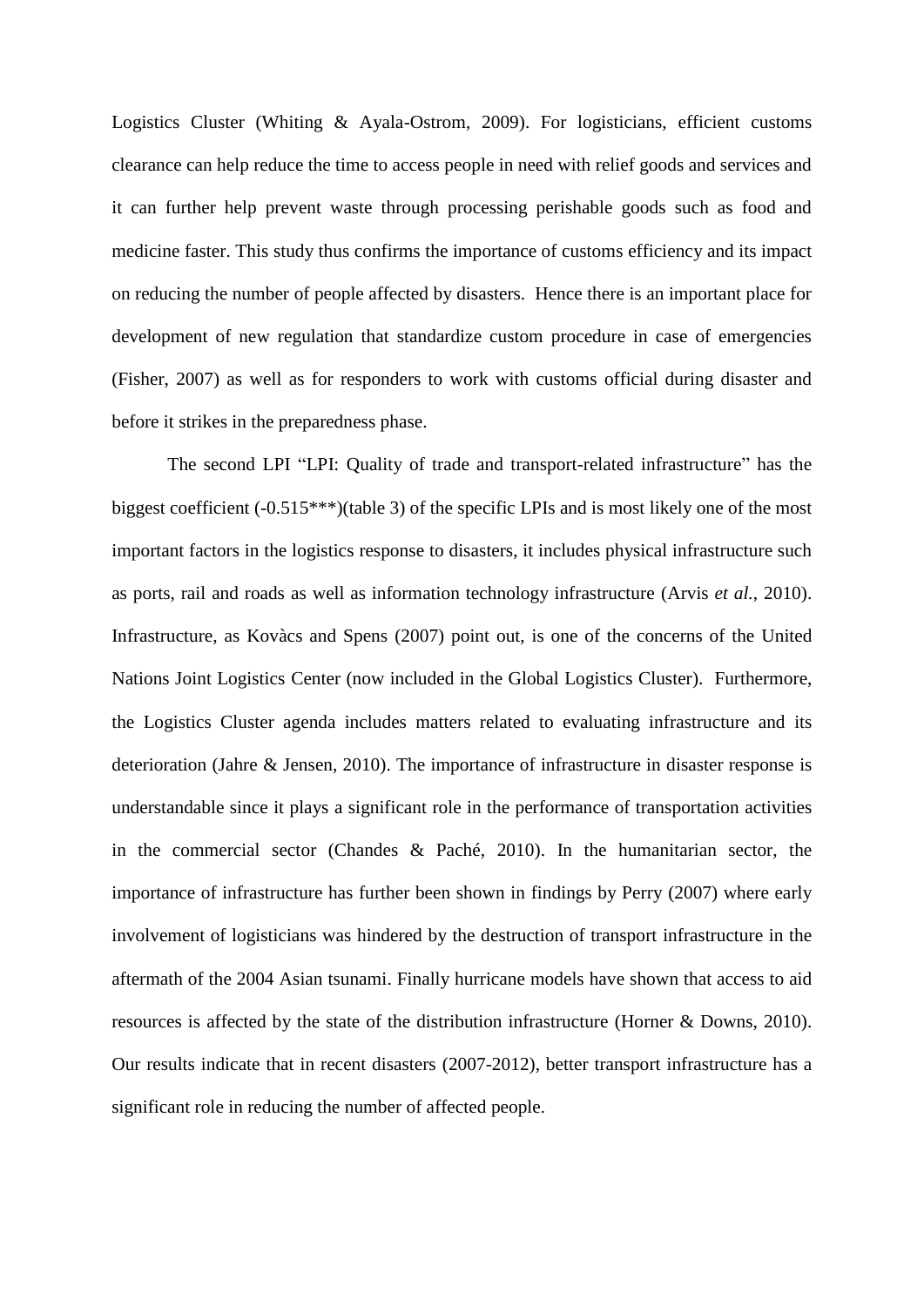Logistics Cluster (Whiting & Ayala-Ostrom, 2009). For logisticians, efficient customs clearance can help reduce the time to access people in need with relief goods and services and it can further help prevent waste through processing perishable goods such as food and medicine faster. This study thus confirms the importance of customs efficiency and its impact on reducing the number of people affected by disasters. Hence there is an important place for development of new regulation that standardize custom procedure in case of emergencies (Fisher, 2007) as well as for responders to work with customs official during disaster and before it strikes in the preparedness phase.

The second LPI "LPI: Quality of trade and transport-related infrastructure" has the biggest coefficient (-0.515***)(table 3) of the specific LPIs and is most likely one of the most important factors in the logistics response to disasters, it includes physical infrastructure such as ports, rail and roads as well as information technology infrastructure (Arvis *et al.*, 2010). Infrastructure, as Kovàcs and Spens (2007) point out, is one of the concerns of the United Nations Joint Logistics Center (now included in the Global Logistics Cluster). Furthermore, the Logistics Cluster agenda includes matters related to evaluating infrastructure and its deterioration (Jahre & Jensen, 2010). The importance of infrastructure in disaster response is understandable since it plays a significant role in the performance of transportation activities in the commercial sector (Chandes & Paché, 2010). In the humanitarian sector, the importance of infrastructure has further been shown in findings by Perry (2007) where early involvement of logisticians was hindered by the destruction of transport infrastructure in the aftermath of the 2004 Asian tsunami. Finally hurricane models have shown that access to aid resources is affected by the state of the distribution infrastructure (Horner & Downs, 2010). Our results indicate that in recent disasters (2007-2012), better transport infrastructure has a significant role in reducing the number of affected people.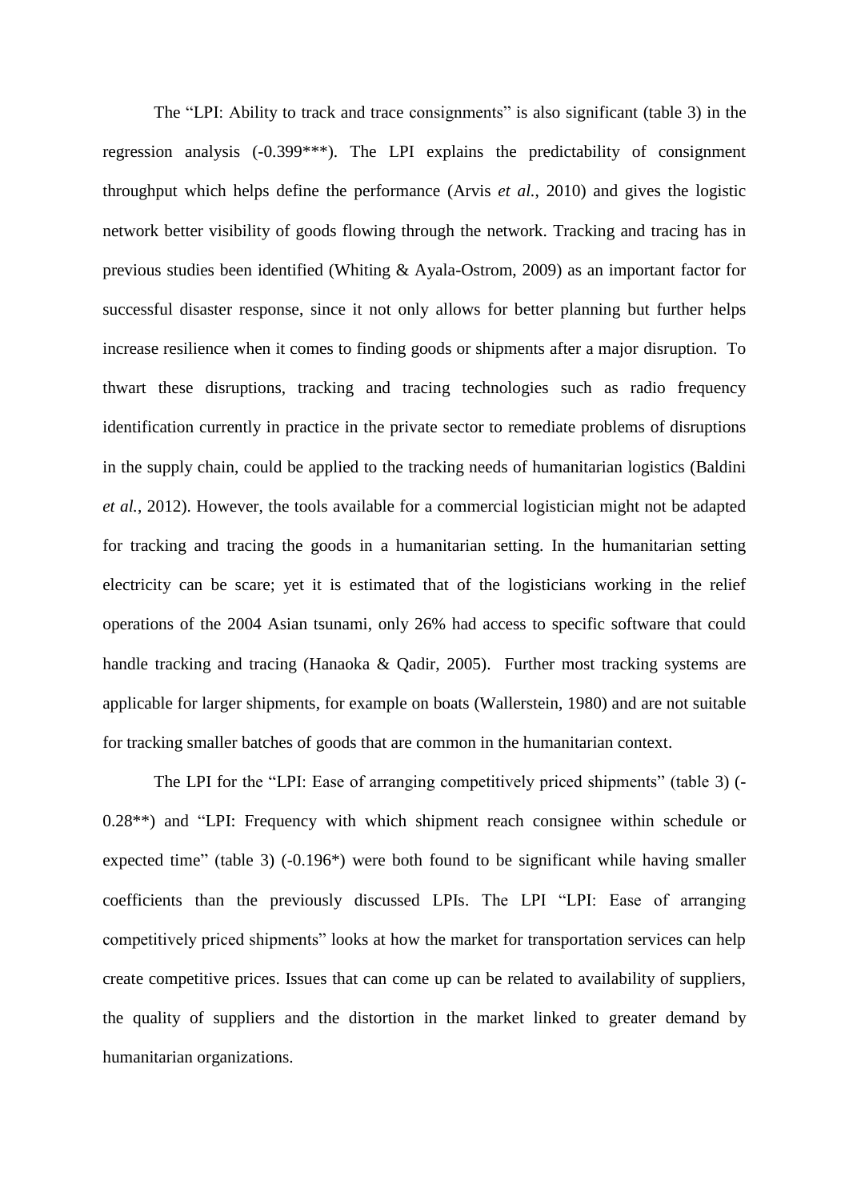The "LPI: Ability to track and trace consignments" is also significant (table 3) in the regression analysis (-0.399***). The LPI explains the predictability of consignment throughput which helps define the performance (Arvis *et al.*, 2010) and gives the logistic network better visibility of goods flowing through the network. Tracking and tracing has in previous studies been identified (Whiting & Ayala-Ostrom, 2009) as an important factor for successful disaster response, since it not only allows for better planning but further helps increase resilience when it comes to finding goods or shipments after a major disruption. To thwart these disruptions, tracking and tracing technologies such as radio frequency identification currently in practice in the private sector to remediate problems of disruptions in the supply chain, could be applied to the tracking needs of humanitarian logistics (Baldini *et al.*, 2012). However, the tools available for a commercial logistician might not be adapted for tracking and tracing the goods in a humanitarian setting. In the humanitarian setting electricity can be scare; yet it is estimated that of the logisticians working in the relief operations of the 2004 Asian tsunami, only 26% had access to specific software that could handle tracking and tracing (Hanaoka & Qadir, 2005). Further most tracking systems are applicable for larger shipments, for example on boats (Wallerstein, 1980) and are not suitable for tracking smaller batches of goods that are common in the humanitarian context.

The LPI for the "LPI: Ease of arranging competitively priced shipments" (table 3) (-0.28**) and "LPI: Frequency with which shipment reach consignee within schedule or expected time" (table 3) (-0.196*) were both found to be significant while having smaller coefficients than the previously discussed LPIs. The LPI "LPI: Ease of arranging competitively priced shipments" looks at how the market for transportation services can help create competitive prices. Issues that can come up can be related to availability of suppliers, the quality of suppliers and the distortion in the market linked to greater demand by humanitarian organizations.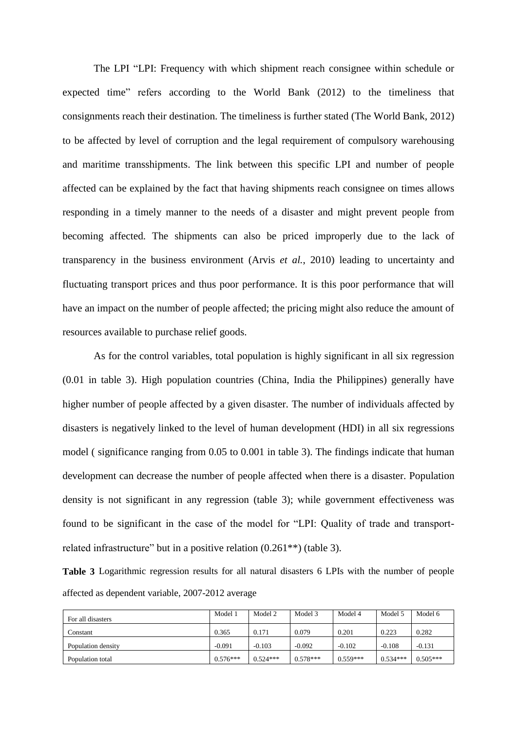The LPI "LPI: Frequency with which shipment reach consignee within schedule or expected time" refers according to the World Bank (2012) to the timeliness that consignments reach their destination. The timeliness is further stated (The World Bank, 2012) to be affected by level of corruption and the legal requirement of compulsory warehousing and maritime transshipments. The link between this specific LPI and number of people affected can be explained by the fact that having shipments reach consignee on times allows responding in a timely manner to the needs of a disaster and might prevent people from becoming affected. The shipments can also be priced improperly due to the lack of transparency in the business environment (Arvis *et al.*, 2010) leading to uncertainty and fluctuating transport prices and thus poor performance. It is this poor performance that will have an impact on the number of people affected; the pricing might also reduce the amount of resources available to purchase relief goods.

As for the control variables, total population is highly significant in all six regression (0.01 in table 3). High population countries (China, India the Philippines) generally have higher number of people affected by a given disaster. The number of individuals affected by disasters is negatively linked to the level of human development (HDI) in all six regressions model ( significance ranging from 0.05 to 0.001 in table 3). The findings indicate that human development can decrease the number of people affected when there is a disaster. Population density is not significant in any regression (table 3); while government effectiveness was found to be significant in the case of the model for "LPI: Quality of trade and transport-related infrastructure" but in a positive relation (0.261**) (table 3).

**Table 3** Logarithmic regression results for all natural disasters 6 LPIs with the number of people affected as dependent variable, 2007-2012 average

| For all disasters | Model 1 | Model 2 | Model 3 | Model 4 | Model 5 | Model 6 |
|---|---|---|---|---|---|---|
| Constant | 0.365 | 0.171 | 0.079 | 0.201 | 0.223 | 0.282 |
| Population density | -0.091 | -0.103 | -0.092 | -0.102 | -0.108 | -0.131 |
| Population total | 0.576*** | 0.524*** | 0.578*** | 0.559*** | 0.534*** | 0.505*** |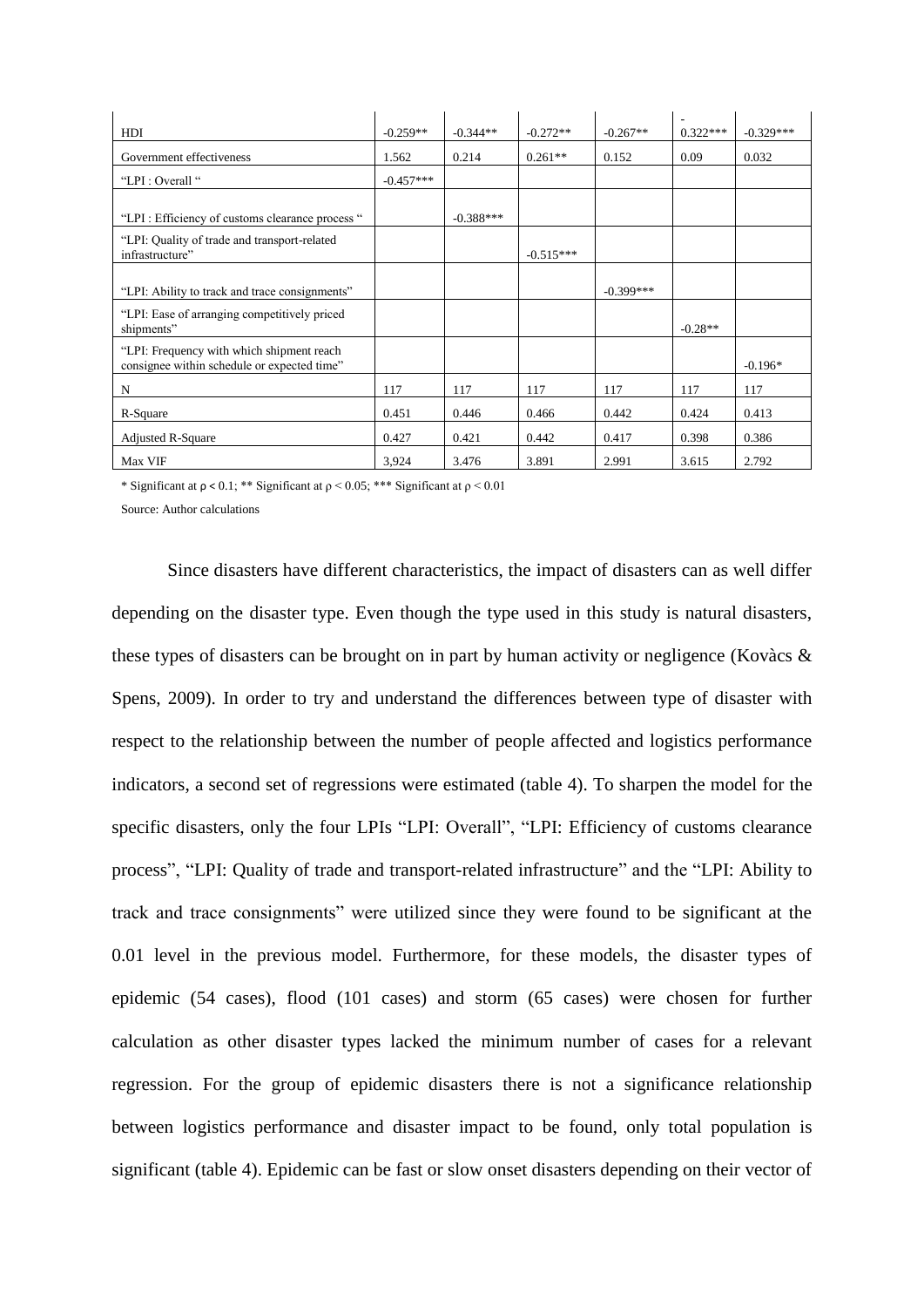| HDI | -0.259** | -0.344** | -0.272** | -0.267** | -0.322*** | -0.329*** |
|---|---|---|---|---|---|---|
| Government effectiveness | 1.562 | 0.214 | 0.261** | 0.152 | 0.09 | 0.032 |
| "LPI : Overall " | -0.457*** | | | | | |
| "LPI : Efficiency of customs clearance process " | | -0.388*** | | | | |
| "LPI: Quality of trade and transport-related infrastructure" | | | -0.515*** | | | |
| "LPI: Ability to track and trace consignments" | | | | -0.399*** | | |
| "LPI: Ease of arranging competitively priced shipments" | | | | | -0.28** | |
| "LPI: Frequency with which shipment reach consignee within schedule or expected time" | | | | | | -0.196* |
| N | 117 | 117 | 117 | 117 | 117 | 117 |
| R-Square | 0.451 | 0.446 | 0.466 | 0.442 | 0.424 | 0.413 |
| Adjusted R-Square | 0.427 | 0.421 | 0.442 | 0.417 | 0.398 | 0.386 |
| Max VIF | 3,924 | 3.476 | 3.891 | 2.991 | 3.615 | 2.792 |

* Significant at $\rho < 0.1$; ** Significant at $\rho < 0.05$; *** Significant at $\rho < 0.01$

Source: Author calculations

Since disasters have different characteristics, the impact of disasters can as well differ depending on the disaster type. Even though the type used in this study is natural disasters, these types of disasters can be brought on in part by human activity or negligence (Kovàcs & Spens, 2009). In order to try and understand the differences between type of disaster with respect to the relationship between the number of people affected and logistics performance indicators, a second set of regressions were estimated (table 4). To sharpen the model for the specific disasters, only the four LPIs "LPI: Overall", "LPI: Efficiency of customs clearance process", "LPI: Quality of trade and transport-related infrastructure" and the "LPI: Ability to track and trace consignments" were utilized since they were found to be significant at the 0.01 level in the previous model. Furthermore, for these models, the disaster types of epidemic (54 cases), flood (101 cases) and storm (65 cases) were chosen for further calculation as other disaster types lacked the minimum number of cases for a relevant regression. For the group of epidemic disasters there is not a significance relationship between logistics performance and disaster impact to be found, only total population is significant (table 4). Epidemic can be fast or slow onset disasters depending on their vector of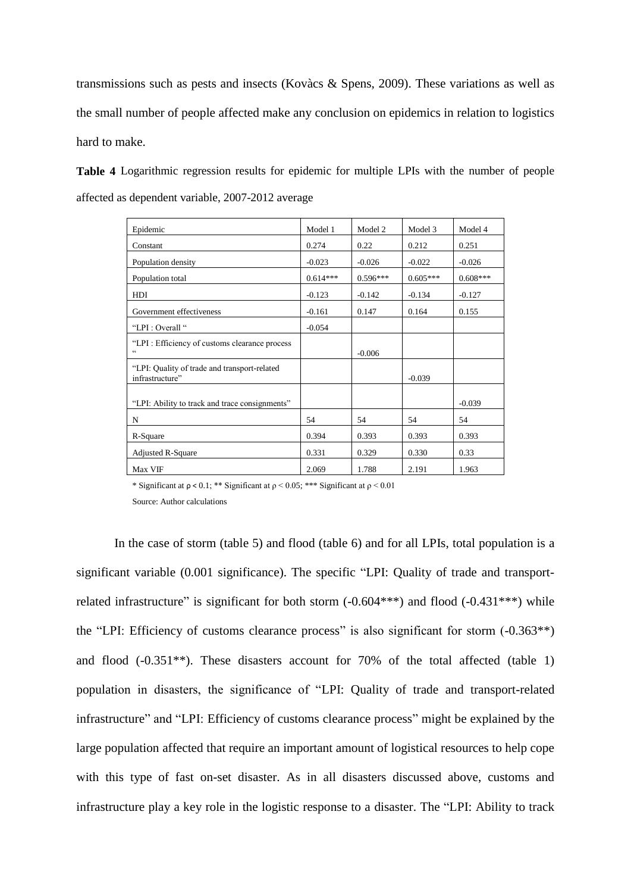transmissions such as pests and insects (Kovàcs & Spens, 2009). These variations as well as the small number of people affected make any conclusion on epidemics in relation to logistics hard to make.

**Table 4** Logarithmic regression results for epidemic for multiple LPIs with the number of people affected as dependent variable, 2007-2012 average

| Epidemic | Model 1 | Model 2 | Model 3 | Model 4 |
|---|---|---|---|---|
| Constant | 0.274 | 0.22 | 0.212 | 0.251 |
| Population density | -0.023 | -0.026 | -0.022 | -0.026 |
| Population total | 0.614*** | 0.596*** | 0.605*** | 0.608*** |
| HDI | -0.123 | -0.142 | -0.134 | -0.127 |
| Government effectiveness | -0.161 | 0.147 | 0.164 | 0.155 |
| "LPI : Overall " | -0.054 | | | |
| "LPI : Efficiency of customs clearance process " | | -0.006 | | |
| "LPI: Quality of trade and transport-related infrastructure" | | | -0.039 | |
| "LPI: Ability to track and trace consignments" | | | | -0.039 |
| N | 54 | 54 | 54 | 54 |
| R-Square | 0.394 | 0.393 | 0.393 | 0.393 |
| Adjusted R-Square | 0.331 | 0.329 | 0.330 | 0.33 |
| Max VIF | 2.069 | 1.788 | 2.191 | 1.963 |

\* Significant at $\rho < 0.1$; ** Significant at $\rho < 0.05$; *** Significant at $\rho < 0.01$

Source: Author calculations

In the case of storm (table 5) and flood (table 6) and for all LPIs, total population is a significant variable (0.001 significance). The specific "LPI: Quality of trade and transport-related infrastructure" is significant for both storm (-0.604***) and flood (-0.431***) while the "LPI: Efficiency of customs clearance process" is also significant for storm (-0.363**) and flood (-0.351**). These disasters account for 70% of the total affected (table 1) population in disasters, the significance of "LPI: Quality of trade and transport-related infrastructure" and "LPI: Efficiency of customs clearance process" might be explained by the large population affected that require an important amount of logistical resources to help cope with this type of fast on-set disaster. As in all disasters discussed above, customs and infrastructure play a key role in the logistic response to a disaster. The "LPI: Ability to track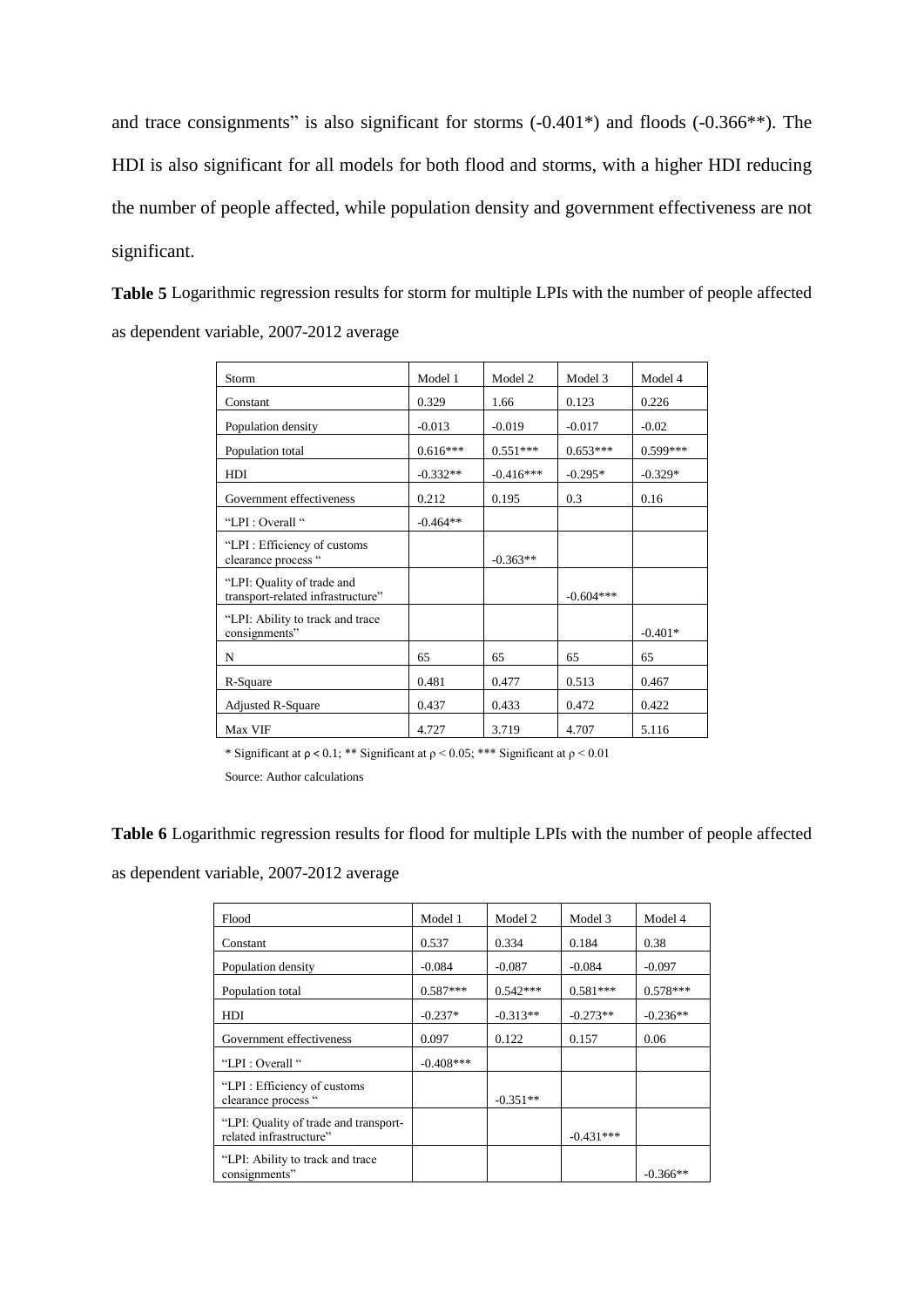and trace consignments" is also significant for storms (-0.401*) and floods (-0.366**). The HDI is also significant for all models for both flood and storms, with a higher HDI reducing the number of people affected, while population density and government effectiveness are not significant.

**Table 5** Logarithmic regression results for storm for multiple LPIs with the number of people affected as dependent variable, 2007-2012 average

| Storm | Model 1 | Model 2 | Model 3 | Model 4 |
|---|---|---|---|---|
| Constant | 0.329 | 1.66 | 0.123 | 0.226 |
| Population density | -0.013 | -0.019 | -0.017 | -0.02 |
| Population total | 0.616*** | 0.551*** | 0.653*** | 0.599*** |
| HDI | -0.332** | -0.416*** | -0.295* | -0.329* |
| Government effectiveness | 0.212 | 0.195 | 0.3 | 0.16 |
| "LPI : Overall " | -0.464** | | | |
| "LPI : Efficiency of customs clearance process " | | -0.363** | | |
| "LPI: Quality of trade and transport-related infrastructure" | | | -0.604*** | |
| "LPI: Ability to track and trace consignments" | | | | -0.401* |
| N | 65 | 65 | 65 | 65 |
| R-Square | 0.481 | 0.477 | 0.513 | 0.467 |
| Adjusted R-Square | 0.437 | 0.433 | 0.472 | 0.422 |
| Max VIF | 4.727 | 3.719 | 4.707 | 5.116 |

* Significant at $\rho < 0.1$; ** Significant at $\rho < 0.05$; *** Significant at $\rho < 0.01$

Source: Author calculations

**Table 6** Logarithmic regression results for flood for multiple LPIs with the number of people affected as dependent variable, 2007-2012 average

| Flood | Model 1 | Model 2 | Model 3 | Model 4 |
|---|---|---|---|---|
| Constant | 0.537 | 0.334 | 0.184 | 0.38 |
| Population density | -0.084 | -0.087 | -0.084 | -0.097 |
| Population total | 0.587*** | 0.542*** | 0.581*** | 0.578*** |
| HDI | -0.237* | -0.313** | -0.273** | -0.236** |
| Government effectiveness | 0.097 | 0.122 | 0.157 | 0.06 |
| "LPI : Overall " | -0.408*** | | | |
| "LPI : Efficiency of customs clearance process " | | -0.351** | | |
| "LPI: Quality of trade and transport-related infrastructure" | | | -0.431*** | |
| "LPI: Ability to track and trace consignments" | | | | -0.366** |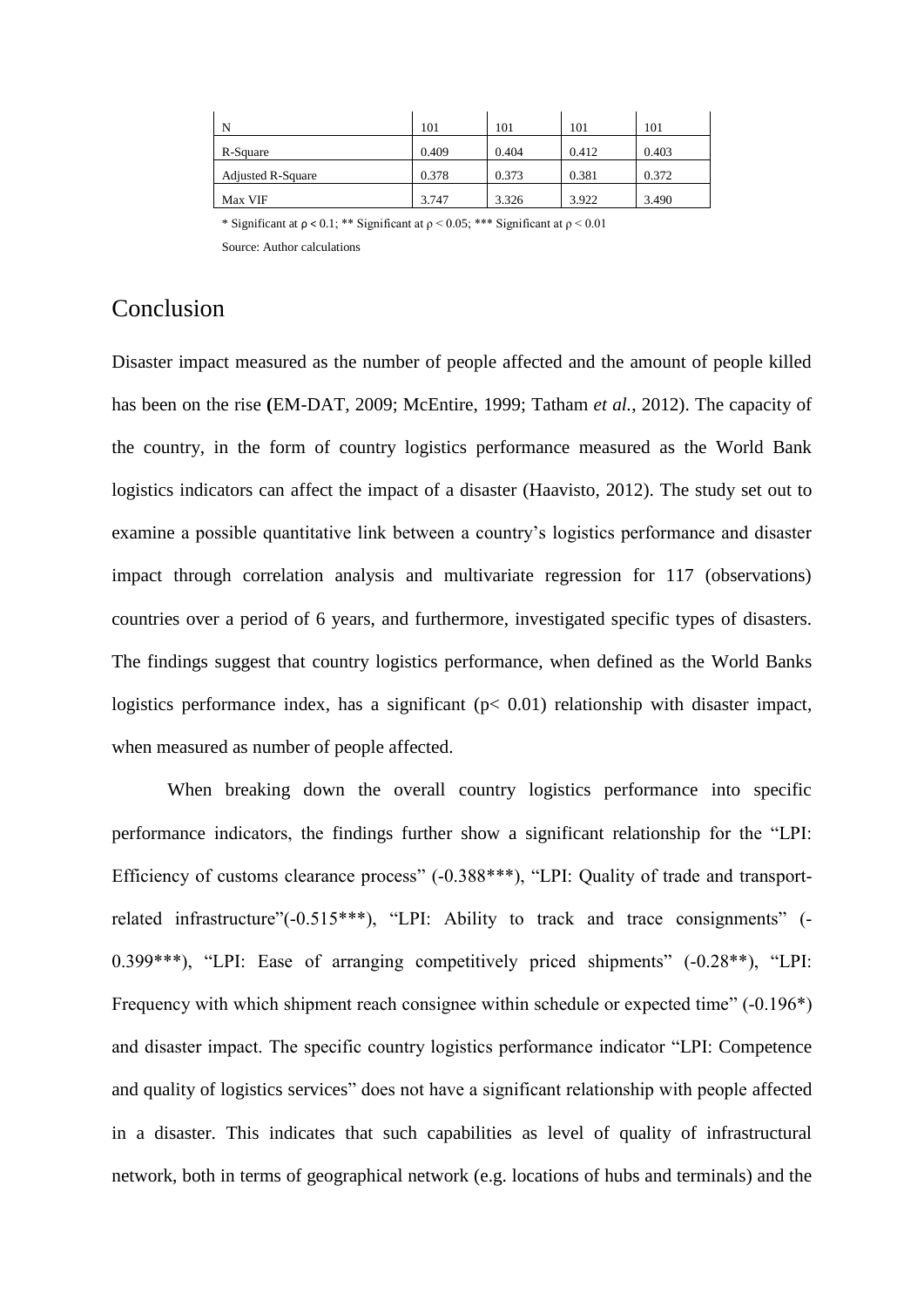| N | 101 | 101 | 101 | 101 |
|---|---|---|---|---|
| R-Square | 0.409 | 0.404 | 0.412 | 0.403 |
| Adjusted R-Square | 0.378 | 0.373 | 0.381 | 0.372 |
| Max VIF | 3.747 | 3.326 | 3.922 | 3.490 |

\* Significant at $\rho < 0.1$; ** Significant at $\rho < 0.05$; *** Significant at $\rho < 0.01$

Source: Author calculations

# Conclusion

Disaster impact measured as the number of people affected and the amount of people killed has been on the rise **(**EM-DAT, 2009; McEntire, 1999; Tatham *et al.*, 2012). The capacity of the country, in the form of country logistics performance measured as the World Bank logistics indicators can affect the impact of a disaster (Haavisto, 2012). The study set out to examine a possible quantitative link between a country's logistics performance and disaster impact through correlation analysis and multivariate regression for 117 (observations) countries over a period of 6 years, and furthermore, investigated specific types of disasters. The findings suggest that country logistics performance, when defined as the World Banks logistics performance index, has a significant ($p< 0.01$) relationship with disaster impact, when measured as number of people affected.

When breaking down the overall country logistics performance into specific performance indicators, the findings further show a significant relationship for the "LPI: Efficiency of customs clearance process" (-0.388***), "LPI: Quality of trade and transport-related infrastructure"(-0.515***), "LPI: Ability to track and trace consignments" (-0.399***), "LPI: Ease of arranging competitively priced shipments" (-0.28**), "LPI: Frequency with which shipment reach consignee within schedule or expected time" (-0.196*) and disaster impact. The specific country logistics performance indicator "LPI: Competence and quality of logistics services" does not have a significant relationship with people affected in a disaster. This indicates that such capabilities as level of quality of infrastructural network, both in terms of geographical network (e.g. locations of hubs and terminals) and the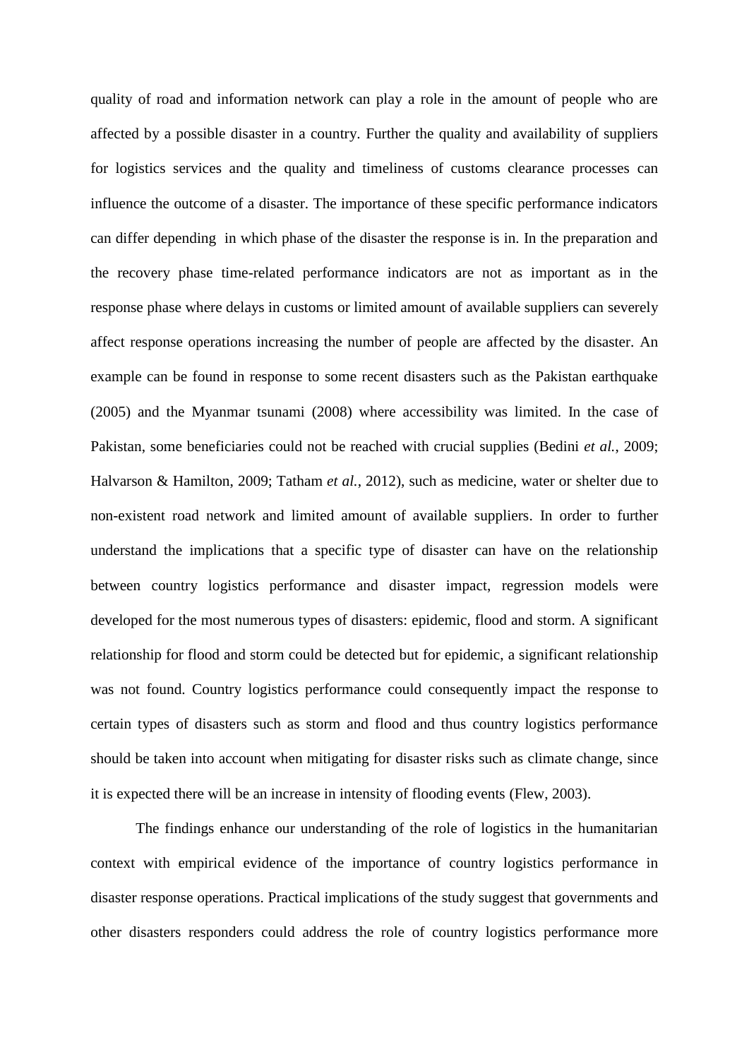quality of road and information network can play a role in the amount of people who are affected by a possible disaster in a country. Further the quality and availability of suppliers for logistics services and the quality and timeliness of customs clearance processes can influence the outcome of a disaster. The importance of these specific performance indicators can differ depending in which phase of the disaster the response is in. In the preparation and the recovery phase time-related performance indicators are not as important as in the response phase where delays in customs or limited amount of available suppliers can severely affect response operations increasing the number of people are affected by the disaster. An example can be found in response to some recent disasters such as the Pakistan earthquake (2005) and the Myanmar tsunami (2008) where accessibility was limited. In the case of Pakistan, some beneficiaries could not be reached with crucial supplies (Bedini *et al.*, 2009; Halvarson & Hamilton, 2009; Tatham *et al.*, 2012), such as medicine, water or shelter due to non-existent road network and limited amount of available suppliers. In order to further understand the implications that a specific type of disaster can have on the relationship between country logistics performance and disaster impact, regression models were developed for the most numerous types of disasters: epidemic, flood and storm. A significant relationship for flood and storm could be detected but for epidemic, a significant relationship was not found. Country logistics performance could consequently impact the response to certain types of disasters such as storm and flood and thus country logistics performance should be taken into account when mitigating for disaster risks such as climate change, since it is expected there will be an increase in intensity of flooding events (Flew, 2003).

The findings enhance our understanding of the role of logistics in the humanitarian context with empirical evidence of the importance of country logistics performance in disaster response operations. Practical implications of the study suggest that governments and other disasters responders could address the role of country logistics performance more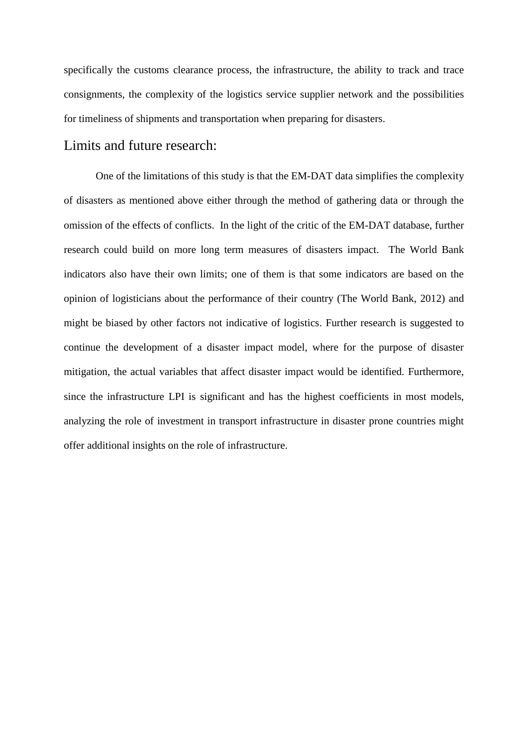specifically the customs clearance process, the infrastructure, the ability to track and trace consignments, the complexity of the logistics service supplier network and the possibilities for timeliness of shipments and transportation when preparing for disasters.

## Limits and future research:

One of the limitations of this study is that the EM-DAT data simplifies the complexity of disasters as mentioned above either through the method of gathering data or through the omission of the effects of conflicts. In the light of the critic of the EM-DAT database, further research could build on more long term measures of disasters impact. The World Bank indicators also have their own limits; one of them is that some indicators are based on the opinion of logisticians about the performance of their country (The World Bank, 2012) and might be biased by other factors not indicative of logistics. Further research is suggested to continue the development of a disaster impact model, where for the purpose of disaster mitigation, the actual variables that affect disaster impact would be identified. Furthermore, since the infrastructure LPI is significant and has the highest coefficients in most models, analyzing the role of investment in transport infrastructure in disaster prone countries might offer additional insights on the role of infrastructure.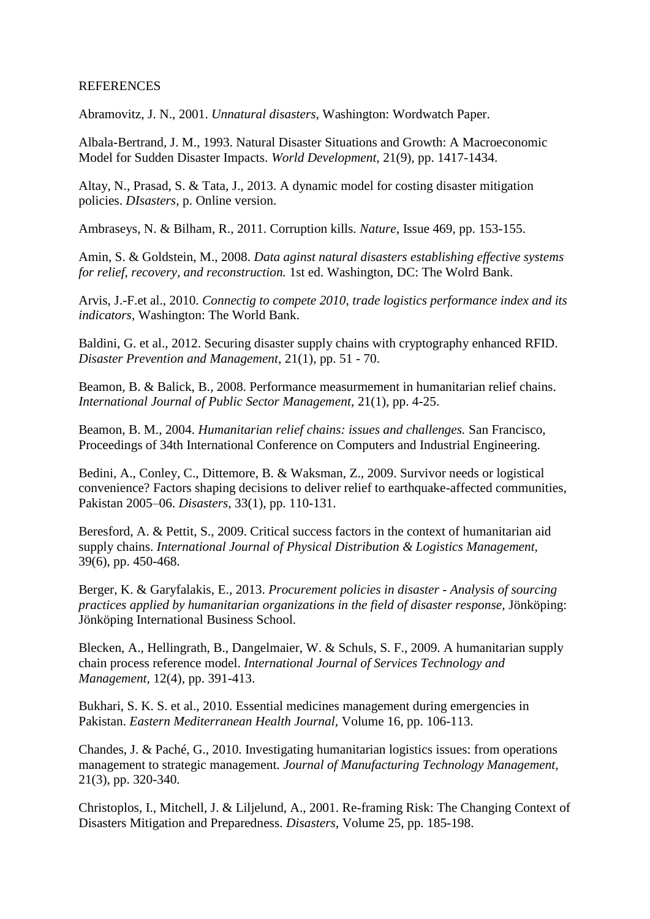REFERENCES

Abramovitz, J. N., 2001. *Unnatural disasters,* Washington: Wordwatch Paper.

Albala-Bertrand, J. M., 1993. Natural Disaster Situations and Growth: A Macroeconomic Model for Sudden Disaster Impacts. *World Development,* 21(9), pp. 1417-1434.

Altay, N., Prasad, S. & Tata, J., 2013. A dynamic model for costing disaster mitigation policies. *DIsasters,* p. Online version.

Ambraseys, N. & Bilham, R., 2011. Corruption kills. *Nature,* Issue 469, pp. 153-155.

Amin, S. & Goldstein, M., 2008. *Data aginst natural disasters establishing effective systems for relief, recovery, and reconstruction.* 1st ed. Washington, DC: The Wolrd Bank.

Arvis, J.-F.et al., 2010. *Connectig to compete 2010, trade logistics performance index and its indicators,* Washington: The World Bank.

Baldini, G. et al., 2012. Securing disaster supply chains with cryptography enhanced RFID. *Disaster Prevention and Management,* 21(1), pp. 51 - 70.

Beamon, B. & Balick, B., 2008. Performance measurmement in humanitarian relief chains. *International Journal of Public Sector Management,* 21(1), pp. 4-25.

Beamon, B. M., 2004. *Humanitarian relief chains: issues and challenges.* San Francisco, Proceedings of 34th International Conference on Computers and Industrial Engineering.

Bedini, A., Conley, C., Dittemore, B. & Waksman, Z., 2009. Survivor needs or logistical convenience? Factors shaping decisions to deliver relief to earthquake-affected communities, Pakistan 2005–06. *Disasters,* 33(1), pp. 110-131.

Beresford, A. & Pettit, S., 2009. Critical success factors in the context of humanitarian aid supply chains. *International Journal of Physical Distribution & Logistics Management,* 39(6), pp. 450-468.

Berger, K. & Garyfalakis, E., 2013. *Procurement policies in disaster - Analysis of sourcing practices applied by humanitarian organizations in the field of disaster response,* Jönköping: Jönköping International Business School.

Blecken, A., Hellingrath, B., Dangelmaier, W. & Schuls, S. F., 2009. A humanitarian supply chain process reference model. *International Journal of Services Technology and Management,* 12(4), pp. 391-413.

Bukhari, S. K. S. et al., 2010. Essential medicines management during emergencies in Pakistan. *Eastern Mediterranean Health Journal,* Volume 16, pp. 106-113.

Chandes, J. & Paché, G., 2010. Investigating humanitarian logistics issues: from operations management to strategic management. *Journal of Manufacturing Technology Management,* 21(3), pp. 320-340.

Christoplos, I., Mitchell, J. & Liljelund, A., 2001. Re-framing Risk: The Changing Context of Disasters Mitigation and Preparedness. *Disasters,* Volume 25, pp. 185-198.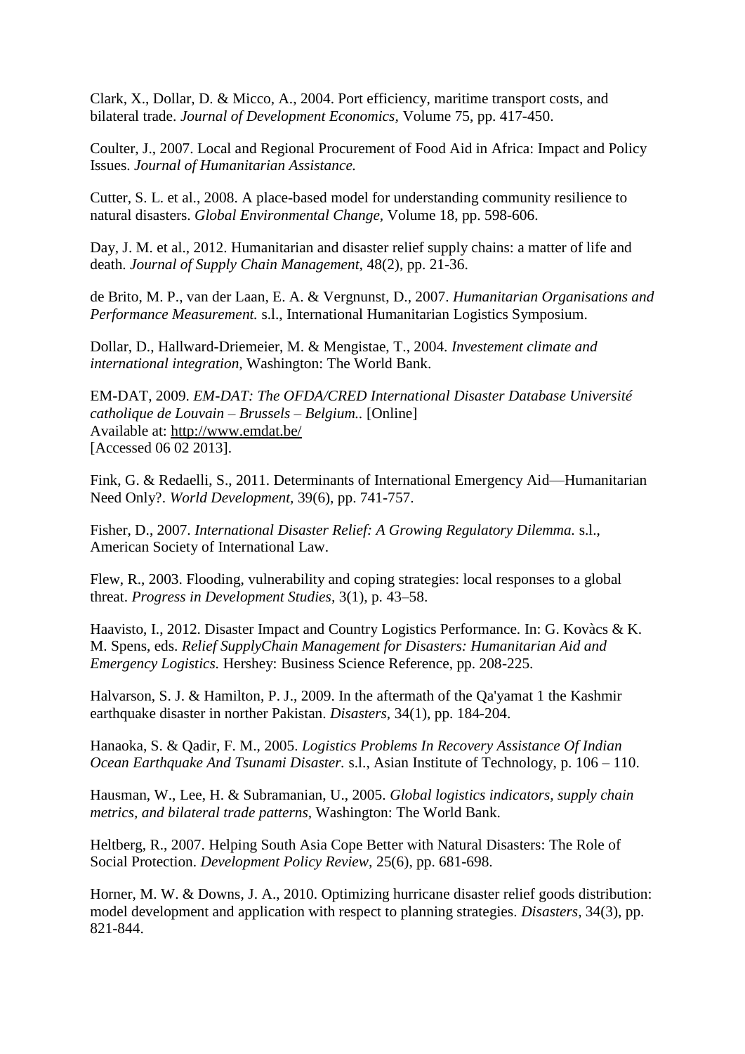Clark, X., Dollar, D. & Micco, A., 2004. Port efficiency, maritime transport costs, and bilateral trade. *Journal of Development Economics,* Volume 75, pp. 417-450.

Coulter, J., 2007. Local and Regional Procurement of Food Aid in Africa: Impact and Policy Issues. *Journal of Humanitarian Assistance.*

Cutter, S. L. et al., 2008. A place-based model for understanding community resilience to natural disasters. *Global Environmental Change,* Volume 18, pp. 598-606.

Day, J. M. et al., 2012. Humanitarian and disaster relief supply chains: a matter of life and death. *Journal of Supply Chain Management,* 48(2), pp. 21-36.

de Brito, M. P., van der Laan, E. A. & Vergnunst, D., 2007. *Humanitarian Organisations and Performance Measurement.* s.l., International Humanitarian Logistics Symposium.

Dollar, D., Hallward-Driemeier, M. & Mengistae, T., 2004. *Investement climate and international integration,* Washington: The World Bank.

EM-DAT, 2009. *EM-DAT: The OFDA/CRED International Disaster Database Université catholique de Louvain – Brussels – Belgium..* [Online]
Available at: http://www.emdat.be/
[Accessed 06 02 2013].

Fink, G. & Redaelli, S., 2011. Determinants of International Emergency Aid—Humanitarian Need Only?. *World Development,* 39(6), pp. 741-757.

Fisher, D., 2007. *International Disaster Relief: A Growing Regulatory Dilemma.* s.l., American Society of International Law.

Flew, R., 2003. Flooding, vulnerability and coping strategies: local responses to a global threat. *Progress in Development Studies*, 3(1), p. 43–58.

Haavisto, I., 2012. Disaster Impact and Country Logistics Performance. In: G. Kovàcs & K. M. Spens, eds. *Relief SupplyChain Management for Disasters: Humanitarian Aid and Emergency Logistics.* Hershey: Business Science Reference, pp. 208-225.

Halvarson, S. J. & Hamilton, P. J., 2009. In the aftermath of the Qa'yamat 1 the Kashmir earthquake disaster in norther Pakistan. *Disasters,* 34(1), pp. 184-204.

Hanaoka, S. & Qadir, F. M., 2005. *Logistics Problems In Recovery Assistance Of Indian Ocean Earthquake And Tsunami Disaster.* s.l., Asian Institute of Technology, p. 106 – 110.

Hausman, W., Lee, H. & Subramanian, U., 2005. *Global logistics indicators, supply chain metrics, and bilateral trade patterns,* Washington: The World Bank.

Heltberg, R., 2007. Helping South Asia Cope Better with Natural Disasters: The Role of Social Protection. *Development Policy Review,* 25(6), pp. 681-698.

Horner, M. W. & Downs, J. A., 2010. Optimizing hurricane disaster relief goods distribution: model development and application with respect to planning strategies. *Disasters,* 34(3), pp. 821-844.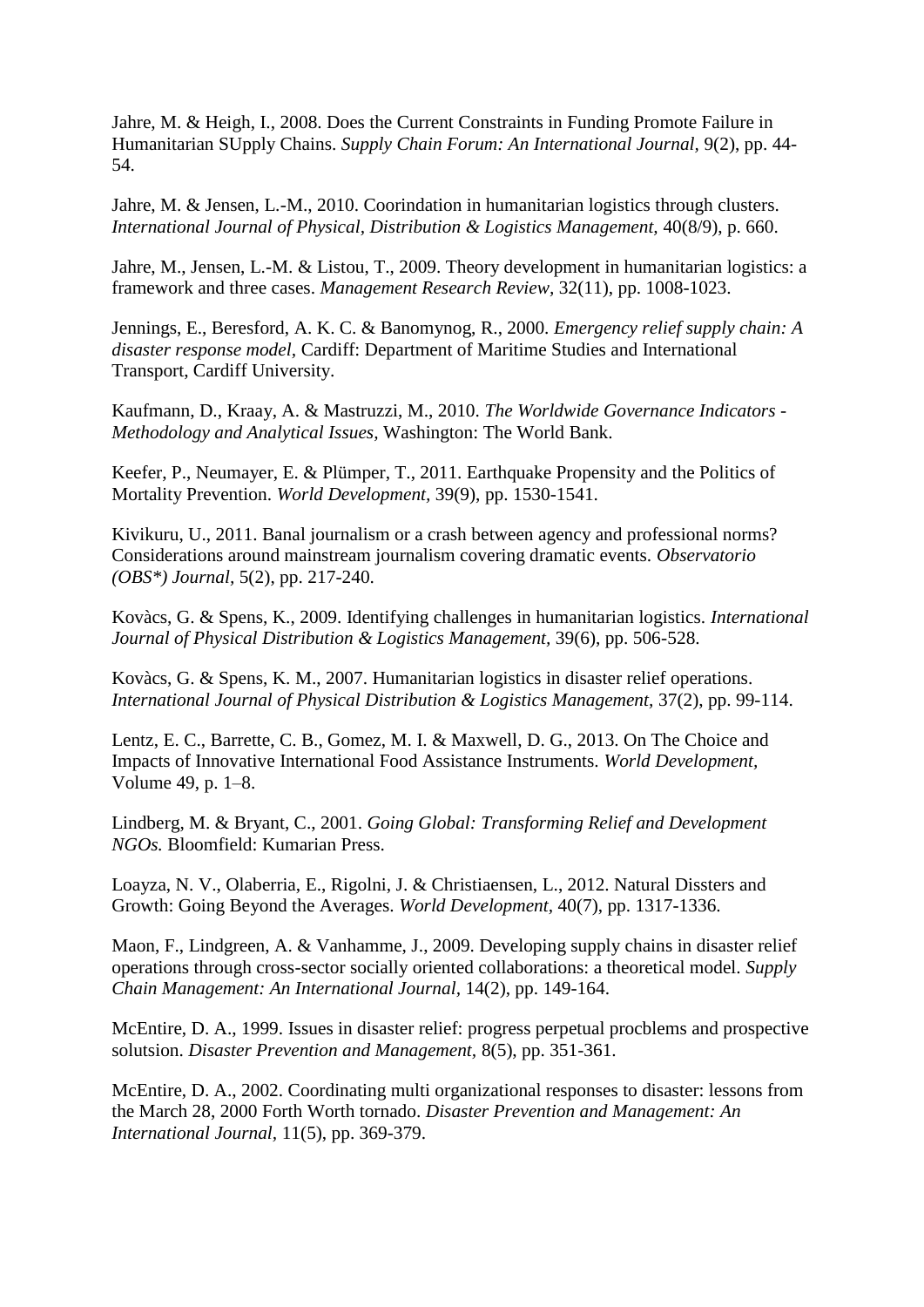Jahre, M. & Heigh, I., 2008. Does the Current Constraints in Funding Promote Failure in Humanitarian SUpply Chains. *Supply Chain Forum: An International Journal*, 9(2), pp. 44-54.

Jahre, M. & Jensen, L.-M., 2010. Coorindation in humanitarian logistics through clusters. *International Journal of Physical, Distribution & Logistics Management*, 40(8/9), p. 660.

Jahre, M., Jensen, L.-M. & Listou, T., 2009. Theory development in humanitarian logistics: a framework and three cases. *Management Research Review*, 32(11), pp. 1008-1023.

Jennings, E., Beresford, A. K. C. & Banomynog, R., 2000. *Emergency relief supply chain: A disaster response model*, Cardiff: Department of Maritime Studies and International Transport, Cardiff University.

Kaufmann, D., Kraay, A. & Mastruzzi, M., 2010. *The Worldwide Governance Indicators - Methodology and Analytical Issues*, Washington: The World Bank.

Keefer, P., Neumayer, E. & Plümper, T., 2011. Earthquake Propensity and the Politics of Mortality Prevention. *World Development*, 39(9), pp. 1530-1541.

Kivikuru, U., 2011. Banal journalism or a crash between agency and professional norms? Considerations around mainstream journalism covering dramatic events. *Observatorio (OBS*) Journal*, 5(2), pp. 217-240.

Kovàcs, G. & Spens, K., 2009. Identifying challenges in humanitarian logistics. *International Journal of Physical Distribution & Logistics Management*, 39(6), pp. 506-528.

Kovàcs, G. & Spens, K. M., 2007. Humanitarian logistics in disaster relief operations. *International Journal of Physical Distribution & Logistics Management*, 37(2), pp. 99-114.

Lentz, E. C., Barrette, C. B., Gomez, M. I. & Maxwell, D. G., 2013. On The Choice and Impacts of Innovative International Food Assistance Instruments. *World Development*, Volume 49, p. 1–8.

Lindberg, M. & Bryant, C., 2001. *Going Global: Transforming Relief and Development NGOs.* Bloomfield: Kumarian Press.

Loayza, N. V., Olaberria, E., Rigolni, J. & Christiaensen, L., 2012. Natural Dissters and Growth: Going Beyond the Averages. *World Development*, 40(7), pp. 1317-1336.

Maon, F., Lindgreen, A. & Vanhamme, J., 2009. Developing supply chains in disaster relief operations through cross-sector socially oriented collaborations: a theoretical model. *Supply Chain Management: An International Journal*, 14(2), pp. 149-164.

McEntire, D. A., 1999. Issues in disaster relief: progress perpetual procblems and prospective solutsion. *Disaster Prevention and Management*, 8(5), pp. 351-361.

McEntire, D. A., 2002. Coordinating multi organizational responses to disaster: lessons from the March 28, 2000 Forth Worth tornado. *Disaster Prevention and Management: An International Journal*, 11(5), pp. 369-379.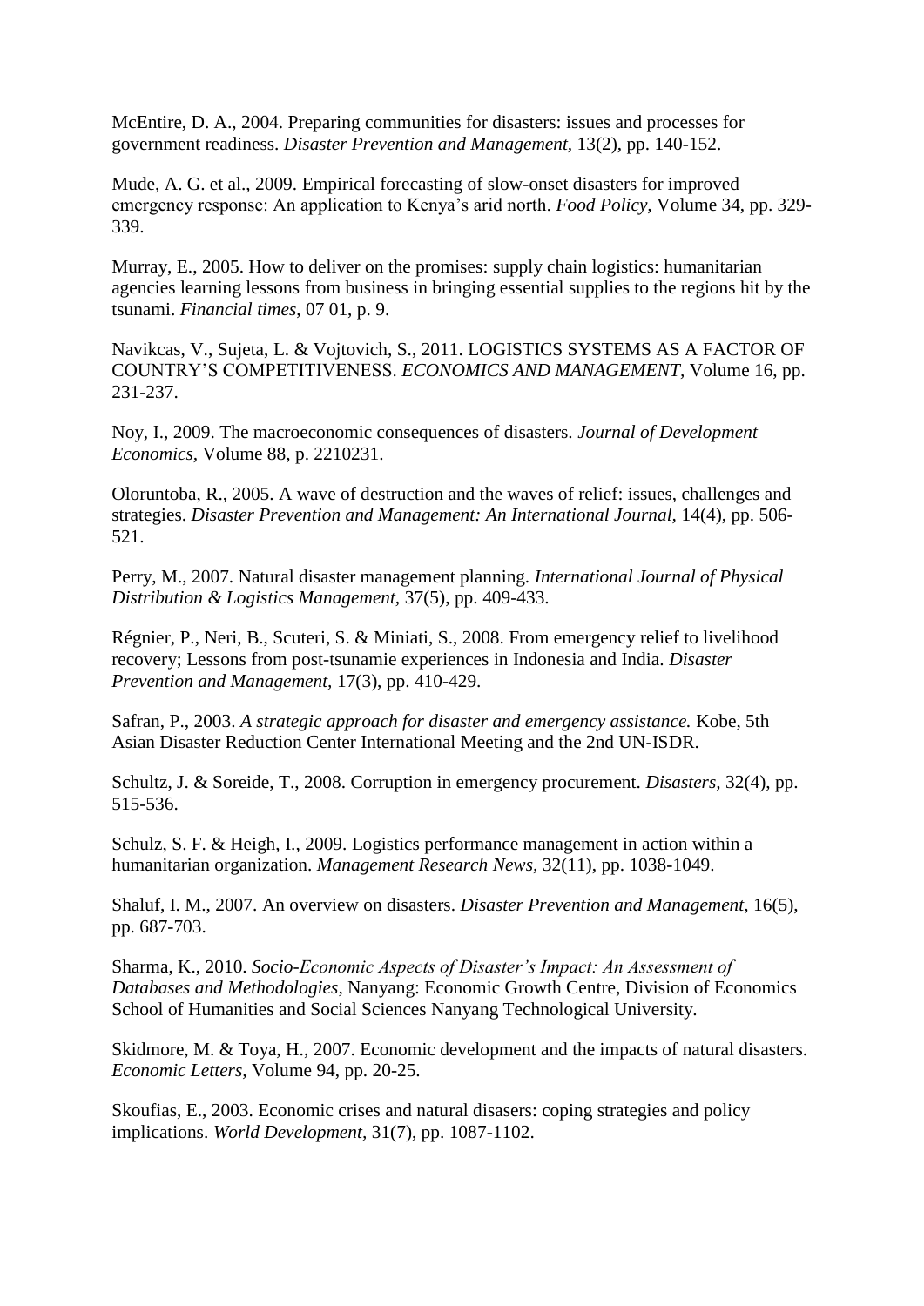McEntire, D. A., 2004. Preparing communities for disasters: issues and processes for government readiness. *Disaster Prevention and Management,* 13(2), pp. 140-152.

Mude, A. G. et al., 2009. Empirical forecasting of slow-onset disasters for improved emergency response: An application to Kenya's arid north. *Food Policy,* Volume 34, pp. 329-339.

Murray, E., 2005. How to deliver on the promises: supply chain logistics: humanitarian agencies learning lessons from business in bringing essential supplies to the regions hit by the tsunami. *Financial times,* 07 01, p. 9.

Navikcas, V., Sujeta, L. & Vojtovich, S., 2011. LOGISTICS SYSTEMS AS A FACTOR OF COUNTRY'S COMPETITIVENESS. *ECONOMICS AND MANAGEMENT,* Volume 16, pp. 231-237.

Noy, I., 2009. The macroeconomic consequences of disasters. *Journal of Development Economics,* Volume 88, p. 2210231.

Oloruntoba, R., 2005. A wave of destruction and the waves of relief: issues, challenges and strategies. *Disaster Prevention and Management: An International Journal,* 14(4), pp. 506-521.

Perry, M., 2007. Natural disaster management planning. *International Journal of Physical Distribution & Logistics Management,* 37(5), pp. 409-433.

Régnier, P., Neri, B., Scuteri, S. & Miniati, S., 2008. From emergency relief to livelihood recovery; Lessons from post-tsunamie experiences in Indonesia and India. *Disaster Prevention and Management,* 17(3), pp. 410-429.

Safran, P., 2003. *A strategic approach for disaster and emergency assistance.* Kobe, 5th Asian Disaster Reduction Center International Meeting and the 2nd UN-ISDR.

Schultz, J. & Soreide, T., 2008. Corruption in emergency procurement. *Disasters,* 32(4), pp. 515-536.

Schulz, S. F. & Heigh, I., 2009. Logistics performance management in action within a humanitarian organization. *Management Research News,* 32(11), pp. 1038-1049.

Shaluf, I. M., 2007. An overview on disasters. *Disaster Prevention and Management,* 16(5), pp. 687-703.

Sharma, K., 2010. *Socio-Economic Aspects of Disaster's Impact: An Assessment of Databases and Methodologies,* Nanyang: Economic Growth Centre, Division of Economics School of Humanities and Social Sciences Nanyang Technological University.

Skidmore, M. & Toya, H., 2007. Economic development and the impacts of natural disasters. *Economic Letters,* Volume 94, pp. 20-25.

Skoufias, E., 2003. Economic crises and natural disasers: coping strategies and policy implications. *World Development,* 31(7), pp. 1087-1102.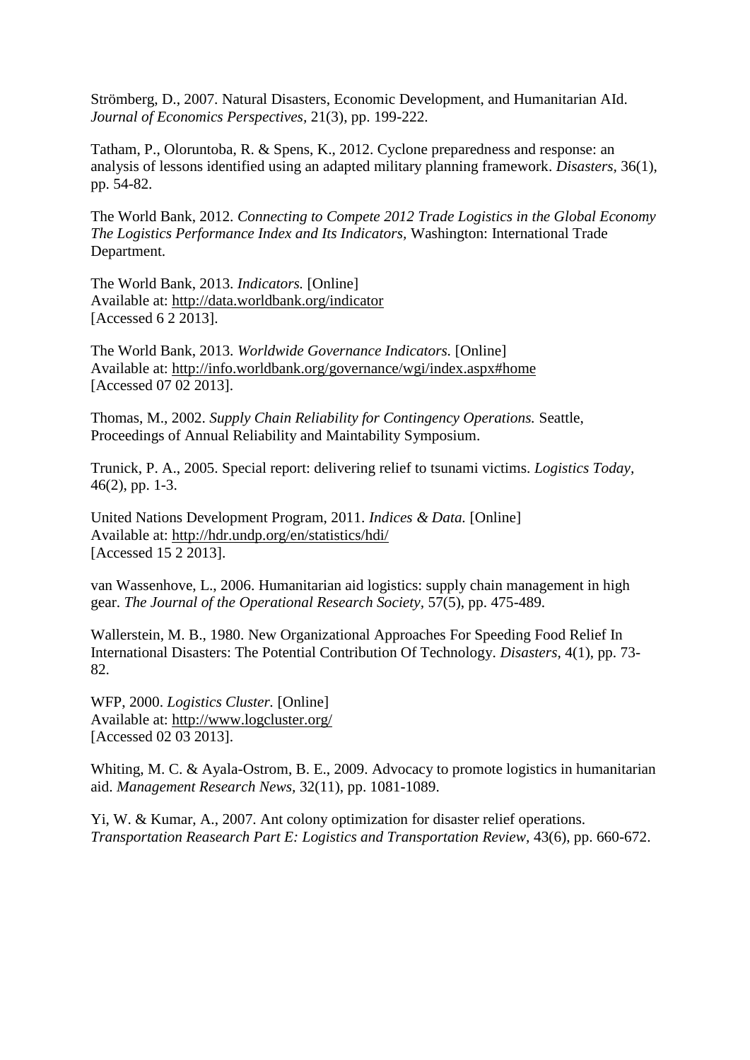Strömberg, D., 2007. Natural Disasters, Economic Development, and Humanitarian AId. *Journal of Economics Perspectives,* 21(3), pp. 199-222.

Tatham, P., Oloruntoba, R. & Spens, K., 2012. Cyclone preparedness and response: an analysis of lessons identified using an adapted military planning framework. *Disasters,* 36(1), pp. 54-82.

The World Bank, 2012. *Connecting to Compete 2012 Trade Logistics in the Global Economy The Logistics Performance Index and Its Indicators,* Washington: International Trade Department.

The World Bank, 2013. *Indicators.* [Online]
Available at: http://data.worldbank.org/indicator
[Accessed 6 2 2013].

The World Bank, 2013. *Worldwide Governance Indicators.* [Online]
Available at: http://info.worldbank.org/governance/wgi/index.aspx#home
[Accessed 07 02 2013].

Thomas, M., 2002. *Supply Chain Reliability for Contingency Operations.* Seattle, Proceedings of Annual Reliability and Maintability Symposium.

Trunick, P. A., 2005. Special report: delivering relief to tsunami victims. *Logistics Today,* 46(2), pp. 1-3.

United Nations Development Program, 2011. *Indices & Data.* [Online]
Available at: http://hdr.undp.org/en/statistics/hdi/
[Accessed 15 2 2013].

van Wassenhove, L., 2006. Humanitarian aid logistics: supply chain management in high gear. *The Journal of the Operational Research Society,* 57(5), pp. 475-489.

Wallerstein, M. B., 1980. New Organizational Approaches For Speeding Food Relief In International Disasters: The Potential Contribution Of Technology. *Disasters,* 4(1), pp. 73-82.

WFP, 2000. *Logistics Cluster.* [Online]
Available at: http://www.logcluster.org/
[Accessed 02 03 2013].

Whiting, M. C. & Ayala-Ostrom, B. E., 2009. Advocacy to promote logistics in humanitarian aid. *Management Research News,* 32(11), pp. 1081-1089.

Yi, W. & Kumar, A., 2007. Ant colony optimization for disaster relief operations. *Transportation Reasearch Part E: Logistics and Transportation Review,* 43(6), pp. 660-672.